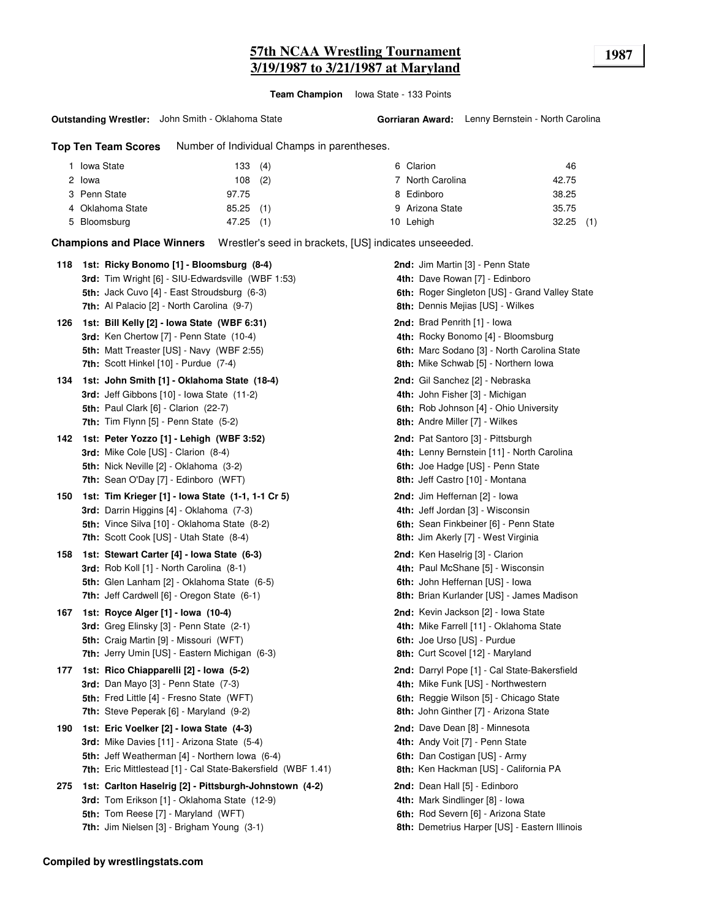# 57th NCAA Wrestling Tournament
# 3/19/1987 to 3/21/1987 at Maryland

**1987**

**Team Champion** Iowa State - 133 Points

**Outstanding Wrestler:** John Smith - Oklahoma State

**Gorriaran Award:** Lenny Bernstein - North Carolina

**Top Ten Team Scores** Number of Individual Champs in parentheses.

| Rank | Team | Score | Champs |
|---|---|---|---|
| 1 | Iowa State | 133 | (4) |
| 2 | Iowa | 108 | (2) |
| 3 | Penn State | 97.75 | |
| 4 | Oklahoma State | 85.25 | (1) |
| 5 | Bloomsburg | 47.25 | (1) |
| 6 | Clarion | 46 | |
| 7 | North Carolina | 42.75 | |
| 8 | Edinboro | 38.25 | |
| 9 | Arizona State | 35.75 | |
| 10 | Lehigh | 32.25 | (1) |

**Champions and Place Winners** Wrestler's seed in brackets, [US] indicates unseeeded.

**118**
- **1st: Ricky Bonomo [1] - Bloomsburg (8-4)**
- **2nd:** Jim Martin [3] - Penn State
- **3rd:** Tim Wright [6] - SIU-Edwardsville (WBF 1:53)
- **4th:** Dave Rowan [7] - Edinboro
- **5th:** Jack Cuvo [4] - East Stroudsburg (6-3)
- **6th:** Roger Singleton [US] - Grand Valley State
- **7th:** Al Palacio [2] - North Carolina (9-7)
- **8th:** Dennis Mejias [US] - Wilkes

**126**
- **1st: Bill Kelly [2] - Iowa State (WBF 6:31)**
- **2nd:** Brad Penrith [1] - Iowa
- **3rd:** Ken Chertow [7] - Penn State (10-4)
- **4th:** Rocky Bonomo [4] - Bloomsburg
- **5th:** Matt Treaster [US] - Navy (WBF 2:55)
- **6th:** Marc Sodano [3] - North Carolina State
- **7th:** Scott Hinkel [10] - Purdue (7-4)
- **8th:** Mike Schwab [5] - Northern Iowa

**134**
- **1st: John Smith [1] - Oklahoma State (18-4)**
- **2nd:** Gil Sanchez [2] - Nebraska
- **3rd:** Jeff Gibbons [10] - Iowa State (11-2)
- **4th:** John Fisher [3] - Michigan
- **5th:** Paul Clark [6] - Clarion (22-7)
- **6th:** Rob Johnson [4] - Ohio University
- **7th:** Tim Flynn [5] - Penn State (5-2)
- **8th:** Andre Miller [7] - Wilkes

**142**
- **1st: Peter Yozzo [1] - Lehigh (WBF 3:52)**
- **2nd:** Pat Santoro [3] - Pittsburgh
- **3rd:** Mike Cole [US] - Clarion (8-4)
- **4th:** Lenny Bernstein [11] - North Carolina
- **5th:** Nick Neville [2] - Oklahoma (3-2)
- **6th:** Joe Hadge [US] - Penn State
- **7th:** Sean O'Day [7] - Edinboro (WFT)
- **8th:** Jeff Castro [10] - Montana

**150**
- **1st: Tim Krieger [1] - Iowa State (1-1, 1-1 Cr 5)**
- **2nd:** Jim Heffernan [2] - Iowa
- **3rd:** Darrin Higgins [4] - Oklahoma (7-3)
- **4th:** Jeff Jordan [3] - Wisconsin
- **5th:** Vince Silva [10] - Oklahoma State (8-2)
- **6th:** Sean Finkbeiner [6] - Penn State
- **7th:** Scott Cook [US] - Utah State (8-4)
- **8th:** Jim Akerly [7] - West Virginia

**158**
- **1st: Stewart Carter [4] - Iowa State (6-3)**
- **2nd:** Ken Haselrig [3] - Clarion
- **3rd:** Rob Koll [1] - North Carolina (8-1)
- **4th:** Paul McShane [5] - Wisconsin
- **5th:** Glen Lanham [2] - Oklahoma State (6-5)
- **6th:** John Heffernan [US] - Iowa
- **7th:** Jeff Cardwell [6] - Oregon State (6-1)
- **8th:** Brian Kurlander [US] - James Madison

**167**
- **1st: Royce Alger [1] - Iowa (10-4)**
- **2nd:** Kevin Jackson [2] - Iowa State
- **3rd:** Greg Elinsky [3] - Penn State (2-1)
- **4th:** Mike Farrell [11] - Oklahoma State
- **5th:** Craig Martin [9] - Missouri (WFT)
- **6th:** Joe Urso [US] - Purdue
- **7th:** Jerry Umin [US] - Eastern Michigan (6-3)
- **8th:** Curt Scovel [12] - Maryland

**177**
- **1st: Rico Chiapparelli [2] - Iowa (5-2)**
- **2nd:** Darryl Pope [1] - Cal State-Bakersfield
- **3rd:** Dan Mayo [3] - Penn State (7-3)
- **4th:** Mike Funk [US] - Northwestern
- **5th:** Fred Little [4] - Fresno State (WFT)
- **6th:** Reggie Wilson [5] - Chicago State
- **7th:** Steve Peperak [6] - Maryland (9-2)
- **8th:** John Ginther [7] - Arizona State

**190**
- **1st: Eric Voelker [2] - Iowa State (4-3)**
- **2nd:** Dave Dean [8] - Minnesota
- **3rd:** Mike Davies [11] - Arizona State (5-4)
- **4th:** Andy Voit [7] - Penn State
- **5th:** Jeff Weatherman [4] - Northern Iowa (6-4)
- **6th:** Dan Costigan [US] - Army
- **7th:** Eric Mittlestead [1] - Cal State-Bakersfield (WBF 1.41)
- **8th:** Ken Hackman [US] - California PA

**275**
- **1st: Carlton Haselrig [2] - Pittsburgh-Johnstown (4-2)**
- **2nd:** Dean Hall [5] - Edinboro
- **3rd:** Tom Erikson [1] - Oklahoma State (12-9)
- **4th:** Mark Sindlinger [8] - Iowa
- **5th:** Tom Reese [7] - Maryland (WFT)
- **6th:** Rod Severn [6] - Arizona State
- **7th:** Jim Nielsen [3] - Brigham Young (3-1)
- **8th:** Demetrius Harper [US] - Eastern Illinois

**Compiled by wrestlingstats.com**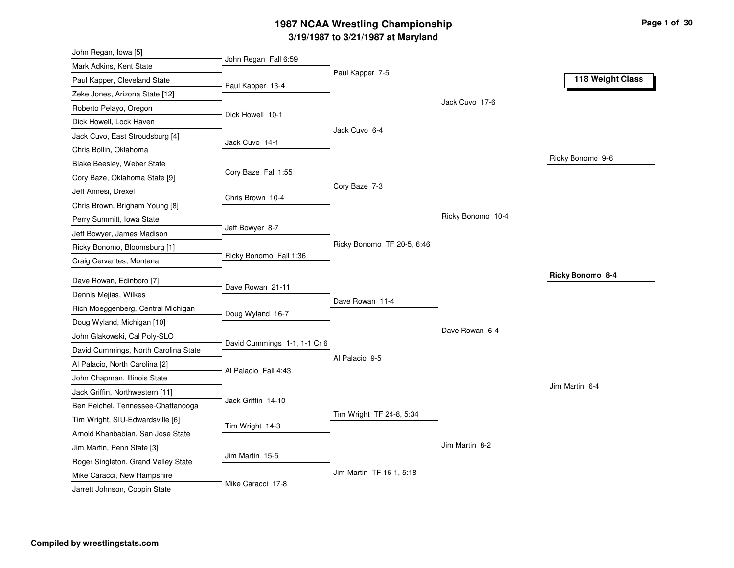# 1987 NCAA Wrestling Championship

## 3/19/1987 to 3/21/1987 at Maryland

### 118 Weight Class

**First Round**

| Wrestler | Wrestler | Result |
|---|---|---|
| John Regan, Iowa [5] | Mark Adkins, Kent State | John Regan Fall 6:59 |
| Paul Kapper, Cleveland State | Zeke Jones, Arizona State [12] | Paul Kapper 13-4 |
| Roberto Pelayo, Oregon | Dick Howell, Lock Haven | Dick Howell 10-1 |
| Jack Cuvo, East Stroudsburg [4] | Chris Bollin, Oklahoma | Jack Cuvo 14-1 |
| Blake Beesley, Weber State | Cory Baze, Oklahoma State [9] | Cory Baze Fall 1:55 |
| Jeff Annesi, Drexel | Chris Brown, Brigham Young [8] | Chris Brown 10-4 |
| Perry Summitt, Iowa State | Jeff Bowyer, James Madison | Jeff Bowyer 8-7 |
| Ricky Bonomo, Bloomsburg [1] | Craig Cervantes, Montana | Ricky Bonomo Fall 1:36 |
| Dave Rowan, Edinboro [7] | Dennis Mejias, Wilkes | Dave Rowan 21-11 |
| Rich Moeggenberg, Central Michigan | Doug Wyland, Michigan [10] | Doug Wyland 16-7 |
| John Glakowski, Cal Poly-SLO | David Cummings, North Carolina State | David Cummings 1-1, 1-1 Cr 6 |
| Al Palacio, North Carolina [2] | John Chapman, Illinois State | Al Palacio Fall 4:43 |
| Jack Griffin, Northwestern [11] | Ben Reichel, Tennessee-Chattanooga | Jack Griffin 14-10 |
| Tim Wright, SIU-Edwardsville [6] | Arnold Khanbabian, San Jose State | Tim Wright 14-3 |
| Jim Martin, Penn State [3] | Roger Singleton, Grand Valley State | Jim Martin 15-5 |
| Mike Caracci, New Hampshire | Jarrett Johnson, Coppin State | Mike Caracci 17-8 |

**Second Round**

- Paul Kapper 7-5
- Jack Cuvo 6-4
- Cory Baze 7-3
- Ricky Bonomo TF 20-5, 6:46
- Dave Rowan 11-4
- Al Palacio 9-5
- Tim Wright TF 24-8, 5:34
- Jim Martin TF 16-1, 5:18

**Quarterfinals**

- Jack Cuvo 17-6
- Ricky Bonomo 10-4
- Dave Rowan 6-4
- Jim Martin 8-2

**Semifinals**

- Ricky Bonomo 9-6
- Jim Martin 6-4

**Final**

- **Ricky Bonomo 8-4**

**Compiled by wrestlingstats.com**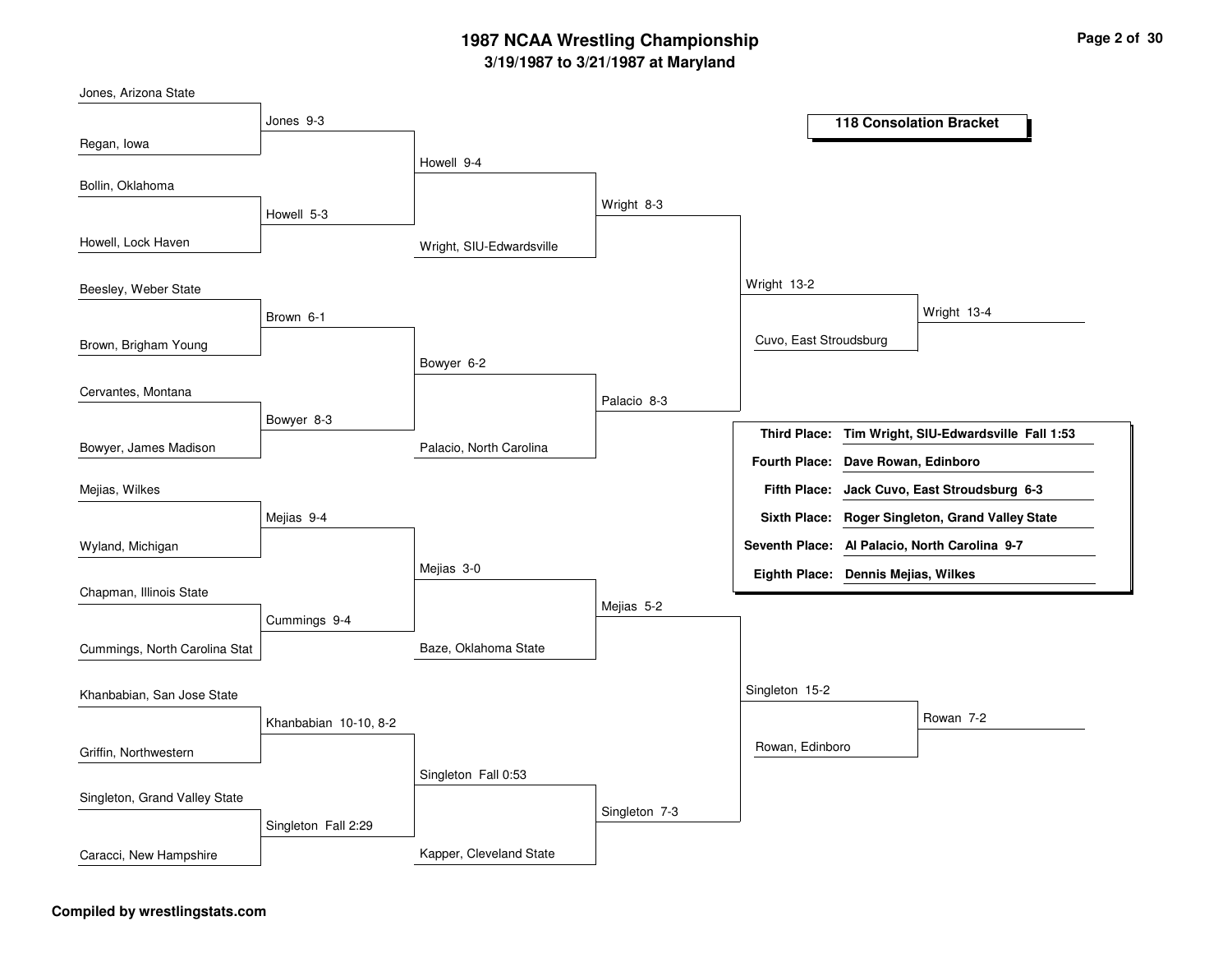# 1987 NCAA Wrestling Championship

**3/19/1987 to 3/21/1987 at Maryland**

## 118 Consolation Bracket

### Round 1

| Wrestler 1 | Wrestler 2 | Result |
| --- | --- | --- |
| Jones, Arizona State | Regan, Iowa | Jones 9-3 |
| Bollin, Oklahoma | Howell, Lock Haven | Howell 5-3 |
| Beesley, Weber State | Brown, Brigham Young | Brown 6-1 |
| Cervantes, Montana | Bowyer, James Madison | Bowyer 8-3 |
| Mejias, Wilkes | Wyland, Michigan | Mejias 9-4 |
| Chapman, Illinois State | Cummings, North Carolina Stat | Cummings 9-4 |
| Khanbabian, San Jose State | Griffin, Northwestern | Khanbabian 10-10, 8-2 |
| Singleton, Grand Valley State | Caracci, New Hampshire | Singleton Fall 2:29 |

### Round 2

| Wrestler 1 | Wrestler 2 | Result |
| --- | --- | --- |
| Jones | Howell | Howell 9-4 |
| Brown | Bowyer | Bowyer 6-2 |
| Mejias | Cummings | Mejias 3-0 |
| Khanbabian | Singleton | Singleton Fall 0:53 |

### Round 3

| Wrestler 1 | Wrestler 2 | Result |
| --- | --- | --- |
| Howell | Wright, SIU-Edwardsville | Wright 8-3 |
| Bowyer | Palacio, North Carolina | Palacio 8-3 |
| Mejias | Baze, Oklahoma State | Mejias 5-2 |
| Singleton | Kapper, Cleveland State | Singleton 7-3 |

### Round 4

| Wrestler 1 | Wrestler 2 | Result |
| --- | --- | --- |
| Wright | Palacio | Wright 13-2 |
| Mejias | Singleton | Singleton 15-2 |

### Round 5

| Wrestler 1 | Wrestler 2 | Result |
| --- | --- | --- |
| Wright | Cuvo, East Stroudsburg | Wright 13-4 |
| Singleton | Rowan, Edinboro | Rowan 7-2 |

### Placings

| Place | Wrestler |
| --- | --- |
| **Third Place:** | **Tim Wright, SIU-Edwardsville Fall 1:53** |
| **Fourth Place:** | **Dave Rowan, Edinboro** |
| **Fifth Place:** | **Jack Cuvo, East Stroudsburg 6-3** |
| **Sixth Place:** | **Roger Singleton, Grand Valley State** |
| **Seventh Place:** | **Al Palacio, North Carolina 9-7** |
| **Eighth Place:** | **Dennis Mejias, Wilkes** |

**Compiled by wrestlingstats.com**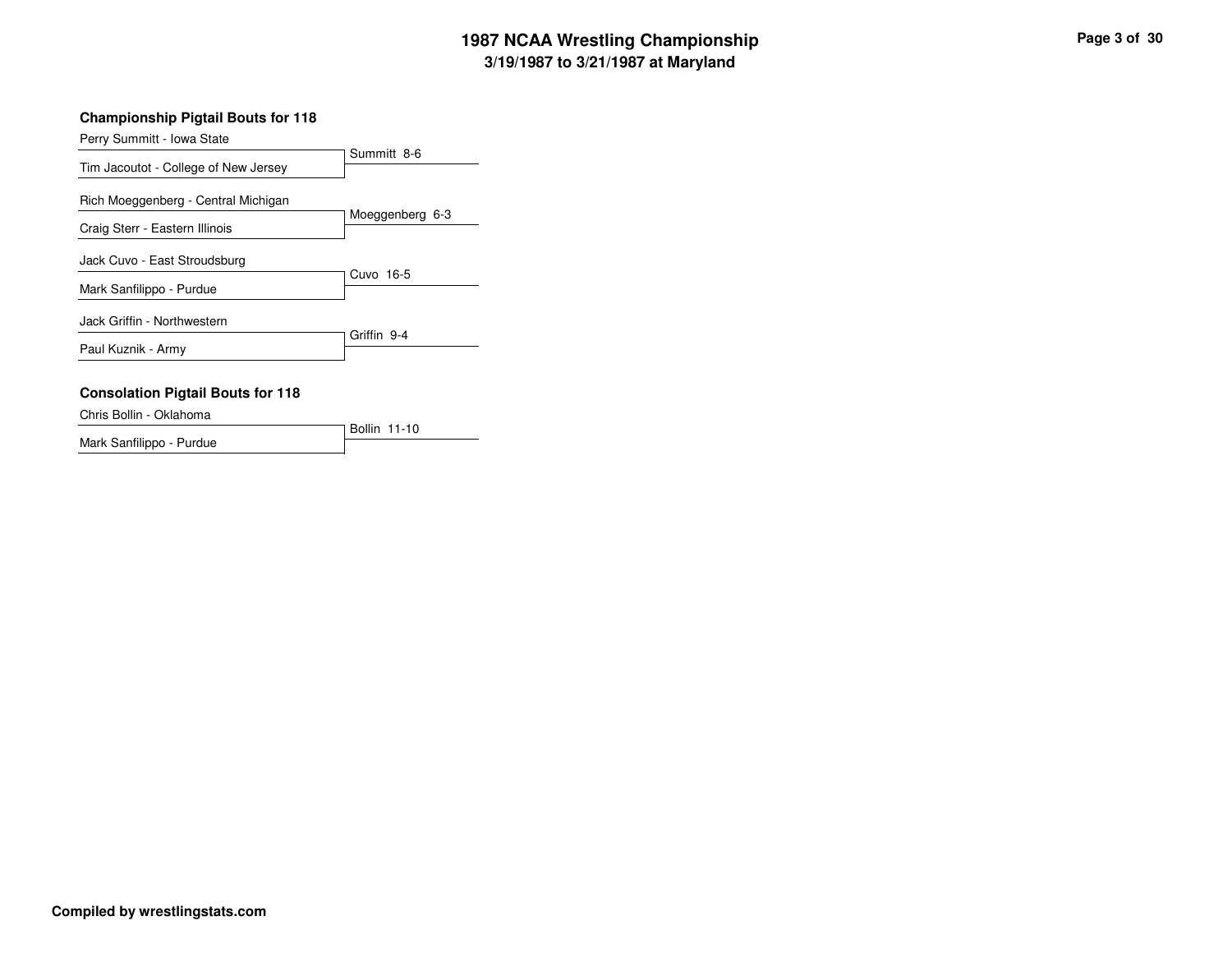## Championship Pigtail Bouts for 118

| Wrestler | Result |
| --- | --- |
| Perry Summitt - Iowa State | Summitt 8-6 |
| Tim Jacoutot - College of New Jersey | |
| Rich Moeggenberg - Central Michigan | Moeggenberg 6-3 |
| Craig Sterr - Eastern Illinois | |
| Jack Cuvo - East Stroudsburg | Cuvo 16-5 |
| Mark Sanfilippo - Purdue | |
| Jack Griffin - Northwestern | Griffin 9-4 |
| Paul Kuznik - Army | |

## Consolation Pigtail Bouts for 118

| Wrestler | Result |
| --- | --- |
| Chris Bollin - Oklahoma | Bollin 11-10 |
| Mark Sanfilippo - Purdue | |

**Compiled by wrestlingstats.com**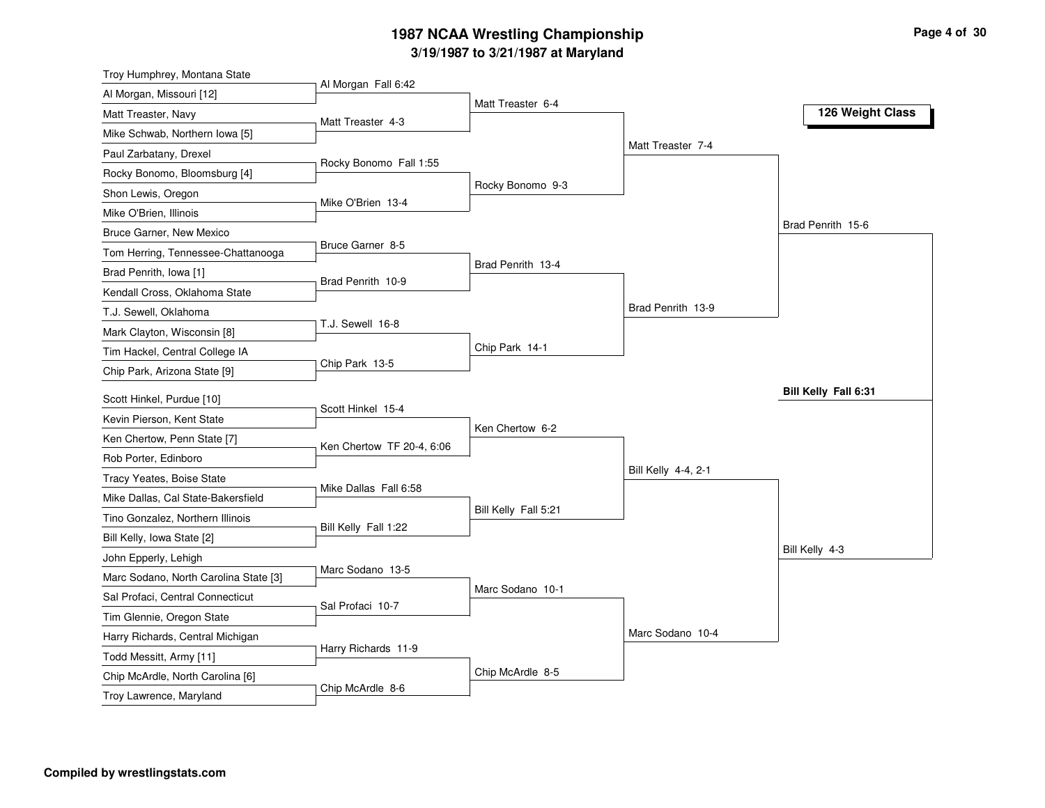# 1987 NCAA Wrestling Championship

**3/19/1987 to 3/21/1987 at Maryland**

## 126 Weight Class

### First Round

- Troy Humphrey, Montana State vs Al Morgan, Missouri [12] — Al Morgan Fall 6:42
- Matt Treaster, Navy vs Mike Schwab, Northern Iowa [5] — Matt Treaster 4-3
- Paul Zarbatany, Drexel vs Rocky Bonomo, Bloomsburg [4] — Rocky Bonomo Fall 1:55
- Shon Lewis, Oregon vs Mike O'Brien, Illinois — Mike O'Brien 13-4
- Bruce Garner, New Mexico vs Tom Herring, Tennessee-Chattanooga — Bruce Garner 8-5
- Brad Penrith, Iowa [1] vs Kendall Cross, Oklahoma State — Brad Penrith 10-9
- T.J. Sewell, Oklahoma vs Mark Clayton, Wisconsin [8] — T.J. Sewell 16-8
- Tim Hackel, Central College IA vs Chip Park, Arizona State [9] — Chip Park 13-5
- Scott Hinkel, Purdue [10] vs Kevin Pierson, Kent State — Scott Hinkel 15-4
- Ken Chertow, Penn State [7] vs Rob Porter, Edinboro — Ken Chertow TF 20-4, 6:06
- Tracy Yeates, Boise State vs Mike Dallas, Cal State-Bakersfield — Mike Dallas Fall 6:58
- Tino Gonzalez, Northern Illinois vs Bill Kelly, Iowa State [2] — Bill Kelly Fall 1:22
- John Epperly, Lehigh vs Marc Sodano, North Carolina State [3] — Marc Sodano 13-5
- Sal Profaci, Central Connecticut vs Tim Glennie, Oregon State — Sal Profaci 10-7
- Harry Richards, Central Michigan vs Todd Messitt, Army [11] — Harry Richards 11-9
- Chip McArdle, North Carolina [6] vs Troy Lawrence, Maryland — Chip McArdle 8-6

### Second Round

- Matt Treaster 6-4
- Rocky Bonomo 9-3
- Brad Penrith 13-4
- Chip Park 14-1
- Ken Chertow 6-2
- Bill Kelly Fall 5:21
- Marc Sodano 10-1
- Chip McArdle 8-5

### Quarterfinals

- Matt Treaster 7-4
- Brad Penrith 13-9
- Bill Kelly 4-4, 2-1
- Marc Sodano 10-4

### Semifinals

- Brad Penrith 15-6
- Bill Kelly 4-3

### Final

**Bill Kelly Fall 6:31**

**Compiled by wrestlingstats.com**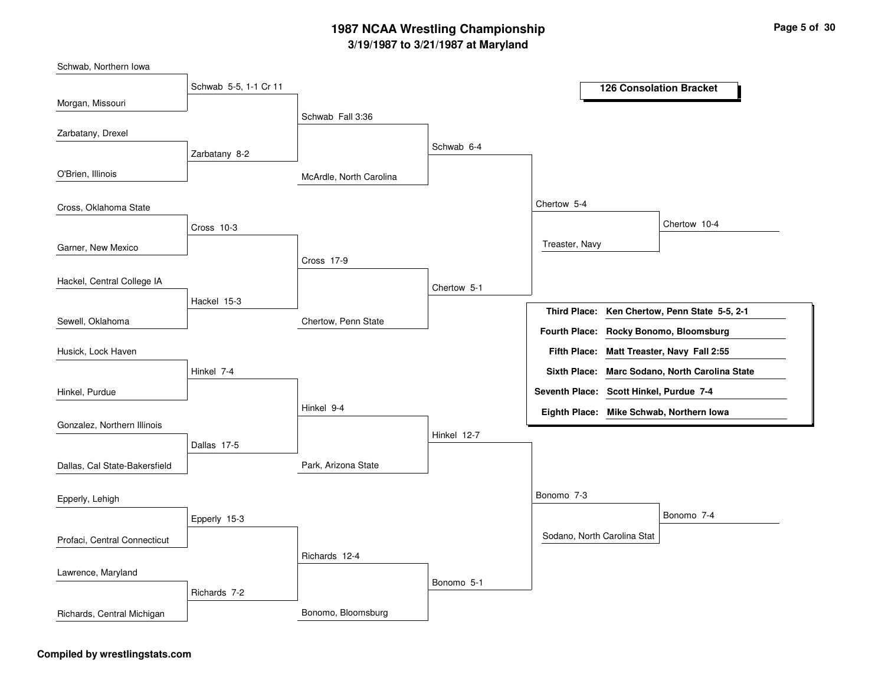# 1987 NCAA Wrestling Championship

## 3/19/1987 to 3/21/1987 at Maryland

### 126 Consolation Bracket

**Round 1**

- Schwab, Northern Iowa vs. Morgan, Missouri — Schwab 5-5, 1-1 Cr 11
- Zarbatany, Drexel vs. O'Brien, Illinois — Zarbatany 8-2
- Cross, Oklahoma State vs. Garner, New Mexico — Cross 10-3
- Hackel, Central College IA vs. Sewell, Oklahoma — Hackel 15-3
- Husick, Lock Haven vs. Hinkel, Purdue — Hinkel 7-4
- Gonzalez, Northern Illinois vs. Dallas, Cal State-Bakersfield — Dallas 17-5
- Epperly, Lehigh vs. Profaci, Central Connecticut — Epperly 15-3
- Lawrence, Maryland vs. Richards, Central Michigan — Richards 7-2

**Round 2**

- Schwab vs. Zarbatany — Schwab Fall 3:36
- Cross vs. Hackel — Cross 17-9
- Hinkel vs. Dallas — Hinkel 9-4
- Epperly vs. Richards — Richards 12-4

**Round 3**

- Schwab vs. McArdle, North Carolina — Schwab 6-4
- Cross vs. Chertow, Penn State — Chertow 5-1
- Hinkel vs. Park, Arizona State — Hinkel 12-7
- Richards vs. Bonomo, Bloomsburg — Bonomo 5-1

**Round 4**

- Schwab vs. Chertow — Chertow 5-4
- Hinkel vs. Bonomo — Bonomo 7-3

**Consolation Semifinals**

- Chertow vs. Treaster, Navy — Chertow 10-4
- Bonomo vs. Sodano, North Carolina Stat — Bonomo 7-4

| Place | Result |
| --- | --- |
| Third Place: | Ken Chertow, Penn State 5-5, 2-1 |
| Fourth Place: | Rocky Bonomo, Bloomsburg |
| Fifth Place: | Matt Treaster, Navy Fall 2:55 |
| Sixth Place: | Marc Sodano, North Carolina State |
| Seventh Place: | Scott Hinkel, Purdue 7-4 |
| Eighth Place: | Mike Schwab, Northern Iowa |

**Compiled by wrestlingstats.com**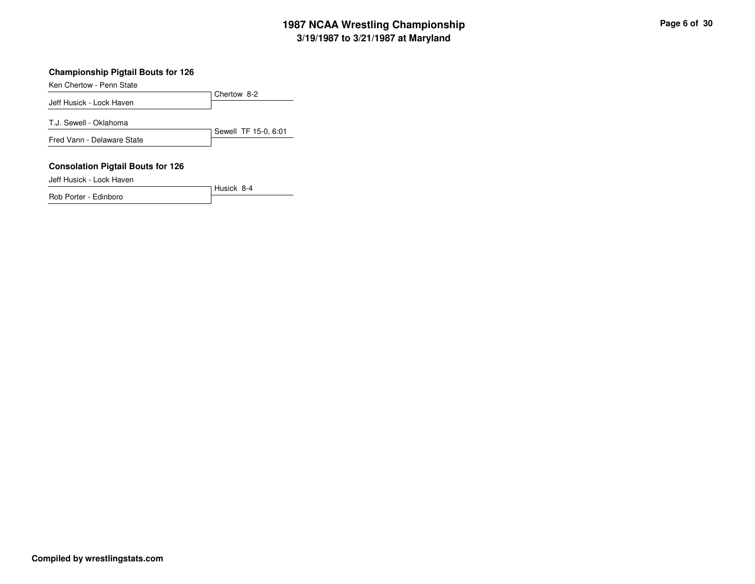## Championship Pigtail Bouts for 126

| Wrestler | Result |
| --- | --- |
| Ken Chertow - Penn State | Chertow 8-2 |
| Jeff Husick - Lock Haven | |

| Wrestler | Result |
| --- | --- |
| T.J. Sewell - Oklahoma | Sewell TF 15-0, 6:01 |
| Fred Vann - Delaware State | |

## Consolation Pigtail Bouts for 126

| Wrestler | Result |
| --- | --- |
| Jeff Husick - Lock Haven | Husick 8-4 |
| Rob Porter - Edinboro | |

**Compiled by wrestlingstats.com**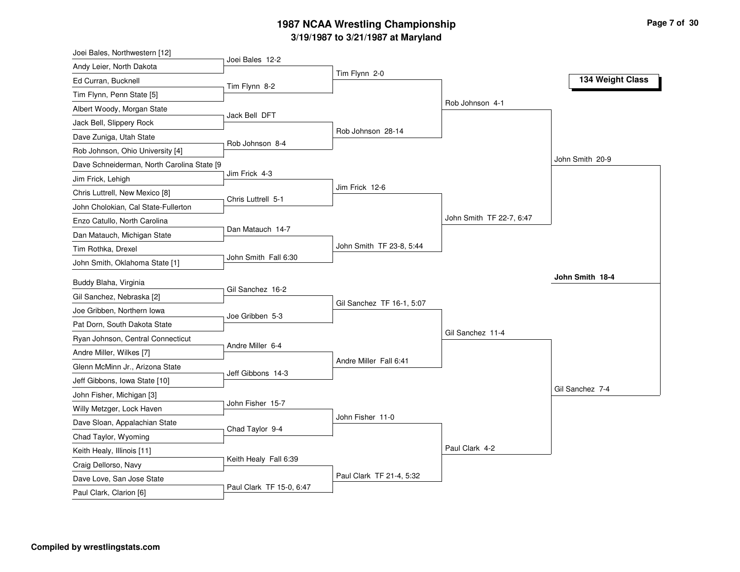# 1987 NCAA Wrestling Championship

## 3/19/1987 to 3/21/1987 at Maryland

### 134 Weight Class

| First Round | Second Round | Quarterfinals | Semifinals | Final |
|---|---|---|---|---|
| Joei Bales, Northwestern [12] vs. Andy Leier, North Dakota | Joei Bales 12-2 | | | |
| Ed Curran, Bucknell vs. Tim Flynn, Penn State [5] | Tim Flynn 8-2 | Tim Flynn 2-0 | | |
| Albert Woody, Morgan State vs. Jack Bell, Slippery Rock | Jack Bell DFT | | | |
| Dave Zuniga, Utah State vs. Rob Johnson, Ohio University [4] | Rob Johnson 8-4 | Rob Johnson 28-14 | Rob Johnson 4-1 | |
| Dave Schneiderman, North Carolina State [9 vs. Jim Frick, Lehigh | Jim Frick 4-3 | | | |
| Chris Luttrell, New Mexico [8] vs. John Cholokian, Cal State-Fullerton | Chris Luttrell 5-1 | Jim Frick 12-6 | | |
| Enzo Catullo, North Carolina vs. Dan Matauch, Michigan State | Dan Matauch 14-7 | | | |
| Tim Rothka, Drexel vs. John Smith, Oklahoma State [1] | John Smith Fall 6:30 | John Smith TF 23-8, 5:44 | John Smith TF 22-7, 6:47 | John Smith 20-9 |
| Buddy Blaha, Virginia vs. Gil Sanchez, Nebraska [2] | Gil Sanchez 16-2 | | | |
| Joe Gribben, Northern Iowa vs. Pat Dorn, South Dakota State | Joe Gribben 5-3 | Gil Sanchez TF 16-1, 5:07 | | |
| Ryan Johnson, Central Connecticut vs. Andre Miller, Wilkes [7] | Andre Miller 6-4 | | | |
| Glenn McMinn Jr., Arizona State vs. Jeff Gibbons, Iowa State [10] | Jeff Gibbons 14-3 | Andre Miller Fall 6:41 | Gil Sanchez 11-4 | |
| John Fisher, Michigan [3] vs. Willy Metzger, Lock Haven | John Fisher 15-7 | | | |
| Dave Sloan, Appalachian State vs. Chad Taylor, Wyoming | Chad Taylor 9-4 | John Fisher 11-0 | | |
| Keith Healy, Illinois [11] vs. Craig Dellorso, Navy | Keith Healy Fall 6:39 | | | |
| Dave Love, San Jose State vs. Paul Clark, Clarion [6] | Paul Clark TF 15-0, 6:47 | Paul Clark TF 21-4, 5:32 | Paul Clark 4-2 | Gil Sanchez 7-4 |

**Champion: John Smith 18-4**

**Compiled by wrestlingstats.com**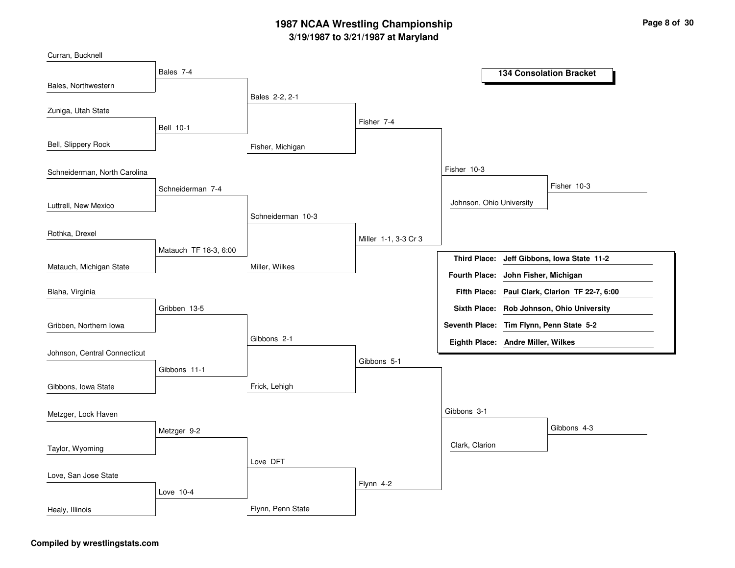# 1987 NCAA Wrestling Championship

## 3/19/1987 to 3/21/1987 at Maryland

### 134 Consolation Bracket

**Round 1**

| Wrestler A | Wrestler B | Result |
| --- | --- | --- |
| Curran, Bucknell | Bales, Northwestern | Bales 7-4 |
| Zuniga, Utah State | Bell, Slippery Rock | Bell 10-1 |
| Schneiderman, North Carolina | Luttrell, New Mexico | Schneiderman 7-4 |
| Rothka, Drexel | Matauch, Michigan State | Matauch TF 18-3, 6:00 |
| Blaha, Virginia | Gribben, Northern Iowa | Gribben 13-5 |
| Johnson, Central Connecticut | Gibbons, Iowa State | Gibbons 11-1 |
| Metzger, Lock Haven | Taylor, Wyoming | Metzger 9-2 |
| Love, San Jose State | Healy, Illinois | Love 10-4 |

**Round 2**

| Wrestler A | Wrestler B | Result |
| --- | --- | --- |
| Bales | Bell | Bales 2-2, 2-1 |
| Schneiderman | Matauch | Schneiderman 10-3 |
| Gribben | Gibbons | Gibbons 2-1 |
| Metzger | Love | Love DFT |

**Round 3**

| Wrestler A | Wrestler B | Result |
| --- | --- | --- |
| Bales | Fisher, Michigan | Fisher 7-4 |
| Schneiderman | Miller, Wilkes | Miller 1-1, 3-3 Cr 3 |
| Gibbons | Frick, Lehigh | Gibbons 5-1 |
| Love | Flynn, Penn State | Flynn 4-2 |

**Round 4**

| Wrestler A | Wrestler B | Result |
| --- | --- | --- |
| Fisher | Miller | Fisher 10-3 |
| Gibbons | Flynn | Gibbons 3-1 |

**Round 5**

| Wrestler A | Wrestler B | Result |
| --- | --- | --- |
| Fisher | Johnson, Ohio University | Fisher 10-3 |
| Gibbons | Clark, Clarion | Gibbons 4-3 |

**Placement**

| Place | Result |
| --- | --- |
| **Third Place:** | **Jeff Gibbons, Iowa State 11-2** |
| **Fourth Place:** | **John Fisher, Michigan** |
| **Fifth Place:** | **Paul Clark, Clarion TF 22-7, 6:00** |
| **Sixth Place:** | **Rob Johnson, Ohio University** |
| **Seventh Place:** | **Tim Flynn, Penn State 5-2** |
| **Eighth Place:** | **Andre Miller, Wilkes** |

**Compiled by wrestlingstats.com**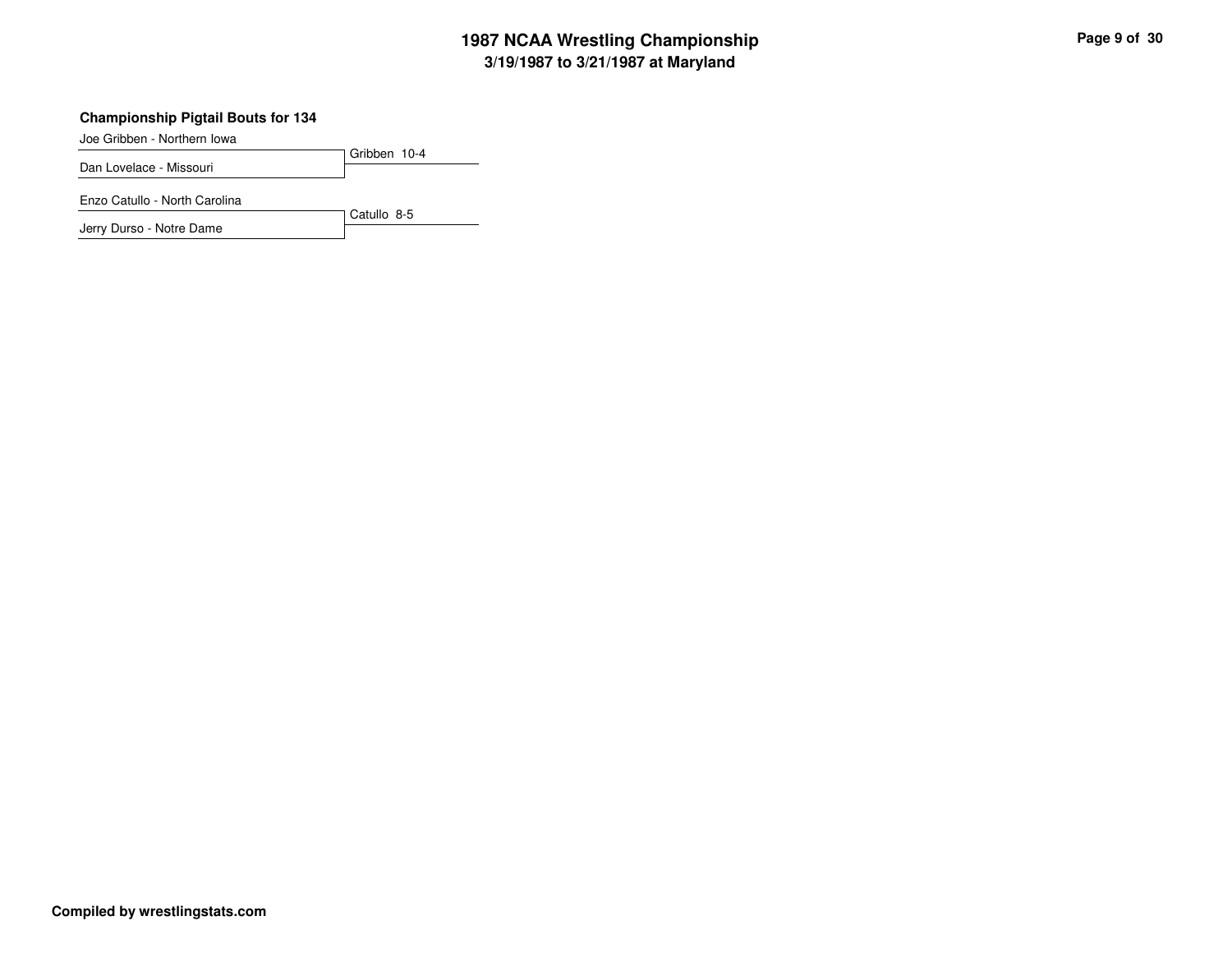### Championship Pigtail Bouts for 134

| Wrestler | Result |
|---|---|
| Joe Gribben - Northern Iowa | Gribben 10-4 |
| Dan Lovelace - Missouri | |
| Enzo Catullo - North Carolina | Catullo 8-5 |
| Jerry Durso - Notre Dame | |

Compiled by wrestlingstats.com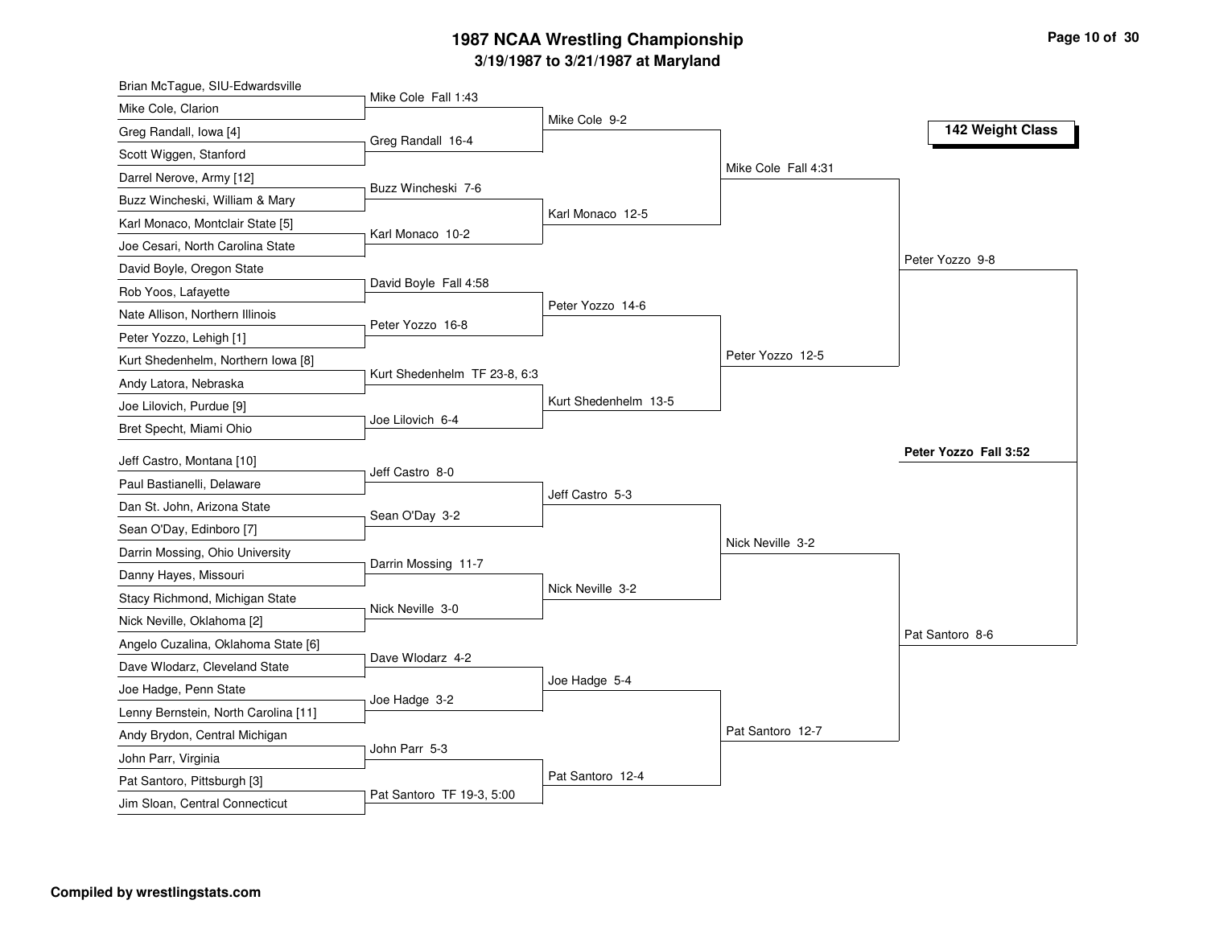# 1987 NCAA Wrestling Championship

### 3/19/1987 to 3/21/1987 at Maryland

**142 Weight Class**

## First Round

| Wrestler 1 | Wrestler 2 | Result |
|---|---|---|
| Brian McTague, SIU-Edwardsville | Mike Cole, Clarion | Mike Cole Fall 1:43 |
| Greg Randall, Iowa [4] | Scott Wiggen, Stanford | Greg Randall 16-4 |
| Darrel Nerove, Army [12] | Buzz Wincheski, William & Mary | Buzz Wincheski 7-6 |
| Karl Monaco, Montclair State [5] | Joe Cesari, North Carolina State | Karl Monaco 10-2 |
| David Boyle, Oregon State | Rob Yoos, Lafayette | David Boyle Fall 4:58 |
| Nate Allison, Northern Illinois | Peter Yozzo, Lehigh [1] | Peter Yozzo 16-8 |
| Kurt Shedenhelm, Northern Iowa [8] | Andy Latora, Nebraska | Kurt Shedenhelm TF 23-8, 6:3 |
| Joe Lilovich, Purdue [9] | Bret Specht, Miami Ohio | Joe Lilovich 6-4 |
| Jeff Castro, Montana [10] | Paul Bastianelli, Delaware | Jeff Castro 8-0 |
| Dan St. John, Arizona State | Sean O'Day, Edinboro [7] | Sean O'Day 3-2 |
| Darrin Mossing, Ohio University | Danny Hayes, Missouri | Darrin Mossing 11-7 |
| Stacy Richmond, Michigan State | Nick Neville, Oklahoma [2] | Nick Neville 3-0 |
| Angelo Cuzalina, Oklahoma State [6] | Dave Wlodarz, Cleveland State | Dave Wlodarz 4-2 |
| Joe Hadge, Penn State | Lenny Bernstein, North Carolina [11] | Joe Hadge 3-2 |
| Andy Brydon, Central Michigan | John Parr, Virginia | John Parr 5-3 |
| Pat Santoro, Pittsburgh [3] | Jim Sloan, Central Connecticut | Pat Santoro TF 19-3, 5:00 |

## Second Round

- Mike Cole 9-2
- Karl Monaco 12-5
- Peter Yozzo 14-6
- Kurt Shedenhelm 13-5
- Jeff Castro 5-3
- Nick Neville 3-2
- Joe Hadge 5-4
- Pat Santoro 12-4

## Quarterfinals

- Mike Cole Fall 4:31
- Peter Yozzo 12-5
- Nick Neville 3-2
- Pat Santoro 12-7

## Semifinals

- Peter Yozzo 9-8
- Pat Santoro 8-6

## Final

**Peter Yozzo Fall 3:52**

**Compiled by wrestlingstats.com**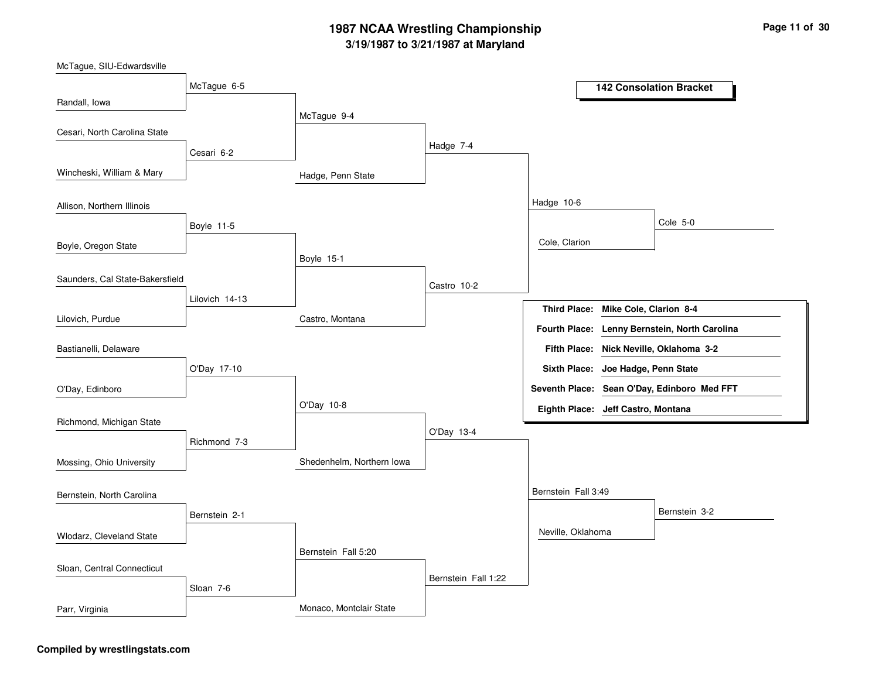# 1987 NCAA Wrestling Championship

## 3/19/1987 to 3/21/1987 at Maryland

### 142 Consolation Bracket

**Round 1**

- McTague, SIU-Edwardsville vs. Randall, Iowa — McTague 6-5
- Cesari, North Carolina State vs. Wincheski, William & Mary — Cesari 6-2
- Allison, Northern Illinois vs. Boyle, Oregon State — Boyle 11-5
- Saunders, Cal State-Bakersfield vs. Lilovich, Purdue — Lilovich 14-13
- Bastianelli, Delaware vs. O'Day, Edinboro — O'Day 17-10
- Richmond, Michigan State vs. Mossing, Ohio University — Richmond 7-3
- Bernstein, North Carolina vs. Wlodarz, Cleveland State — Bernstein 2-1
- Sloan, Central Connecticut vs. Parr, Virginia — Sloan 7-6

**Round 2**

- McTague vs. Cesari — McTague 9-4
- Boyle vs. Lilovich — Boyle 15-1
- O'Day vs. Richmond — O'Day 10-8
- Bernstein vs. Sloan — Bernstein Fall 5:20

**Round 3**

- McTague vs. Hadge, Penn State — Hadge 7-4
- Boyle vs. Castro, Montana — Castro 10-2
- O'Day vs. Shedenhelm, Northern Iowa — O'Day 13-4
- Bernstein vs. Monaco, Montclair State — Bernstein Fall 1:22

**Round 4**

- Hadge vs. Castro — Hadge 10-6
- O'Day vs. Bernstein — Bernstein Fall 3:49

**Round 5**

- Hadge vs. Cole, Clarion — Cole 5-0
- Bernstein vs. Neville, Oklahoma — Bernstein 3-2

### Final Placings

| Place | Wrestler |
|---|---|
| **Third Place:** | **Mike Cole, Clarion 8-4** |
| **Fourth Place:** | **Lenny Bernstein, North Carolina** |
| **Fifth Place:** | **Nick Neville, Oklahoma 3-2** |
| **Sixth Place:** | **Joe Hadge, Penn State** |
| **Seventh Place:** | **Sean O'Day, Edinboro Med FFT** |
| **Eighth Place:** | **Jeff Castro, Montana** |

**Compiled by wrestlingstats.com**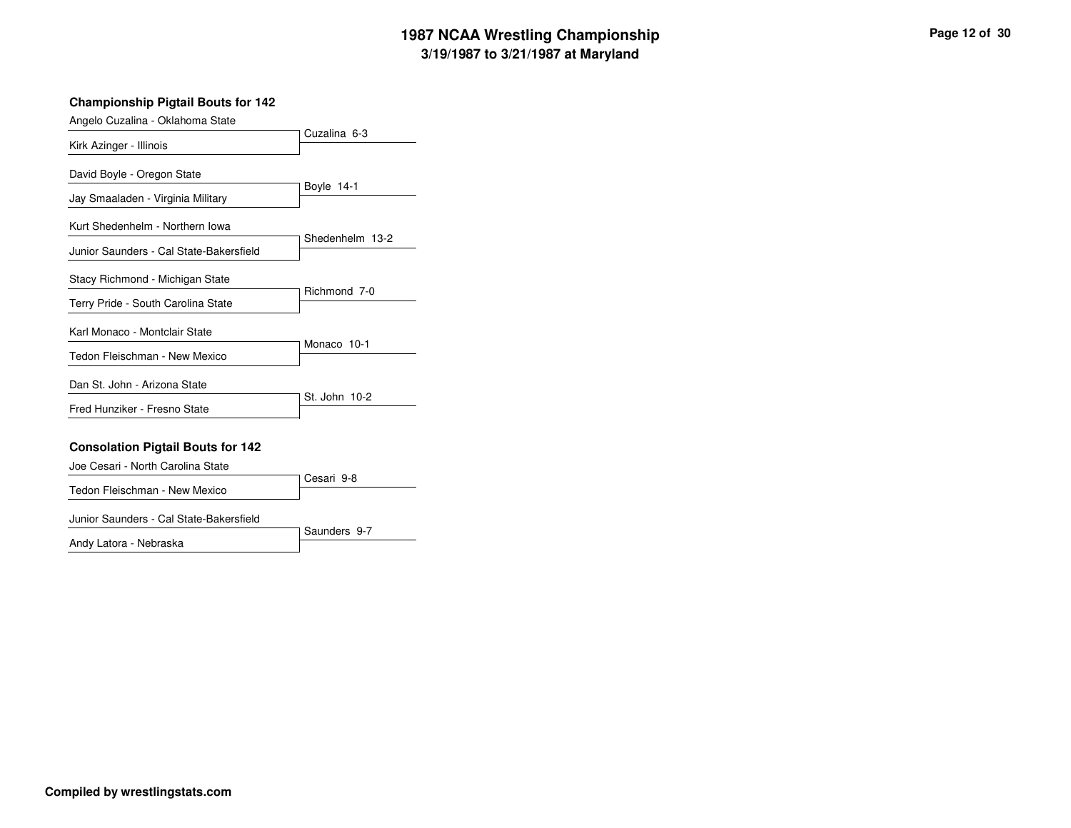# 1987 NCAA Wrestling Championship
## 3/19/1987 to 3/21/1987 at Maryland

### Championship Pigtail Bouts for 142

| Wrestler | Result |
|---|---|
| Angelo Cuzalina - Oklahoma State | Cuzalina 6-3 |
| Kirk Azinger - Illinois | |
| David Boyle - Oregon State | Boyle 14-1 |
| Jay Smaaladen - Virginia Military | |
| Kurt Shedenhelm - Northern Iowa | Shedenhelm 13-2 |
| Junior Saunders - Cal State-Bakersfield | |
| Stacy Richmond - Michigan State | Richmond 7-0 |
| Terry Pride - South Carolina State | |
| Karl Monaco - Montclair State | Monaco 10-1 |
| Tedon Fleischman - New Mexico | |
| Dan St. John - Arizona State | St. John 10-2 |
| Fred Hunziker - Fresno State | |

### Consolation Pigtail Bouts for 142

| Wrestler | Result |
|---|---|
| Joe Cesari - North Carolina State | Cesari 9-8 |
| Tedon Fleischman - New Mexico | |
| Junior Saunders - Cal State-Bakersfield | Saunders 9-7 |
| Andy Latora - Nebraska | |

**Compiled by wrestlingstats.com**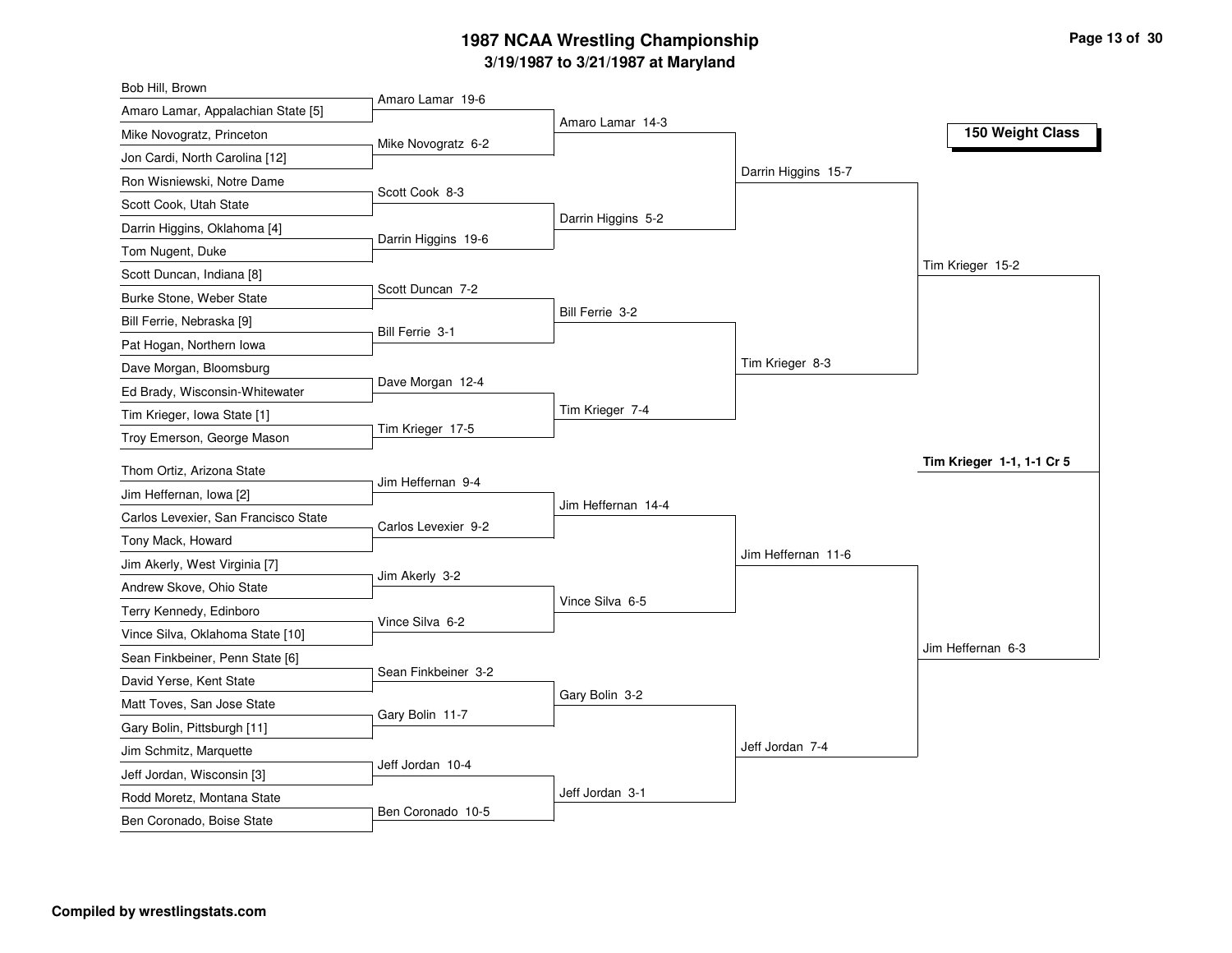# 1987 NCAA Wrestling Championship

## 3/19/1987 to 3/21/1987 at Maryland

### 150 Weight Class

| First Round | Second Round | Quarterfinals | Semifinals | Finals |
| --- | --- | --- | --- | --- |
| Bob Hill, Brown | | | | |
| Amaro Lamar, Appalachian State [5] | Amaro Lamar 19-6 | | | |
| Mike Novogratz, Princeton | | Amaro Lamar 14-3 | | |
| Jon Cardi, North Carolina [12] | Mike Novogratz 6-2 | | | |
| Ron Wisniewski, Notre Dame | | | Darrin Higgins 15-7 | |
| Scott Cook, Utah State | Scott Cook 8-3 | | | |
| Darrin Higgins, Oklahoma [4] | | Darrin Higgins 5-2 | | |
| Tom Nugent, Duke | Darrin Higgins 19-6 | | | |
| Scott Duncan, Indiana [8] | | | | Tim Krieger 15-2 |
| Burke Stone, Weber State | Scott Duncan 7-2 | | | |
| Bill Ferrie, Nebraska [9] | | Bill Ferrie 3-2 | | |
| Pat Hogan, Northern Iowa | Bill Ferrie 3-1 | | | |
| Dave Morgan, Bloomsburg | | | Tim Krieger 8-3 | |
| Ed Brady, Wisconsin-Whitewater | Dave Morgan 12-4 | | | |
| Tim Krieger, Iowa State [1] | | Tim Krieger 7-4 | | |
| Troy Emerson, George Mason | Tim Krieger 17-5 | | | |
| Thom Ortiz, Arizona State | | | | |
| Jim Heffernan, Iowa [2] | Jim Heffernan 9-4 | | | |
| Carlos Levexier, San Francisco State | | Jim Heffernan 14-4 | | |
| Tony Mack, Howard | Carlos Levexier 9-2 | | | |
| Jim Akerly, West Virginia [7] | | | Jim Heffernan 11-6 | |
| Andrew Skove, Ohio State | Jim Akerly 3-2 | | | |
| Terry Kennedy, Edinboro | | Vince Silva 6-5 | | |
| Vince Silva, Oklahoma State [10] | Vince Silva 6-2 | | | |
| Sean Finkbeiner, Penn State [6] | | | | Jim Heffernan 6-3 |
| David Yerse, Kent State | Sean Finkbeiner 3-2 | | | |
| Matt Toves, San Jose State | | Gary Bolin 3-2 | | |
| Gary Bolin, Pittsburgh [11] | Gary Bolin 11-7 | | | |
| Jim Schmitz, Marquette | | | Jeff Jordan 7-4 | |
| Jeff Jordan, Wisconsin [3] | Jeff Jordan 10-4 | | | |
| Rodd Moretz, Montana State | | Jeff Jordan 3-1 | | |
| Ben Coronado, Boise State | Ben Coronado 10-5 | | | |

**Champion: Tim Krieger 1-1, 1-1 Cr 5**

**Compiled by wrestlingstats.com**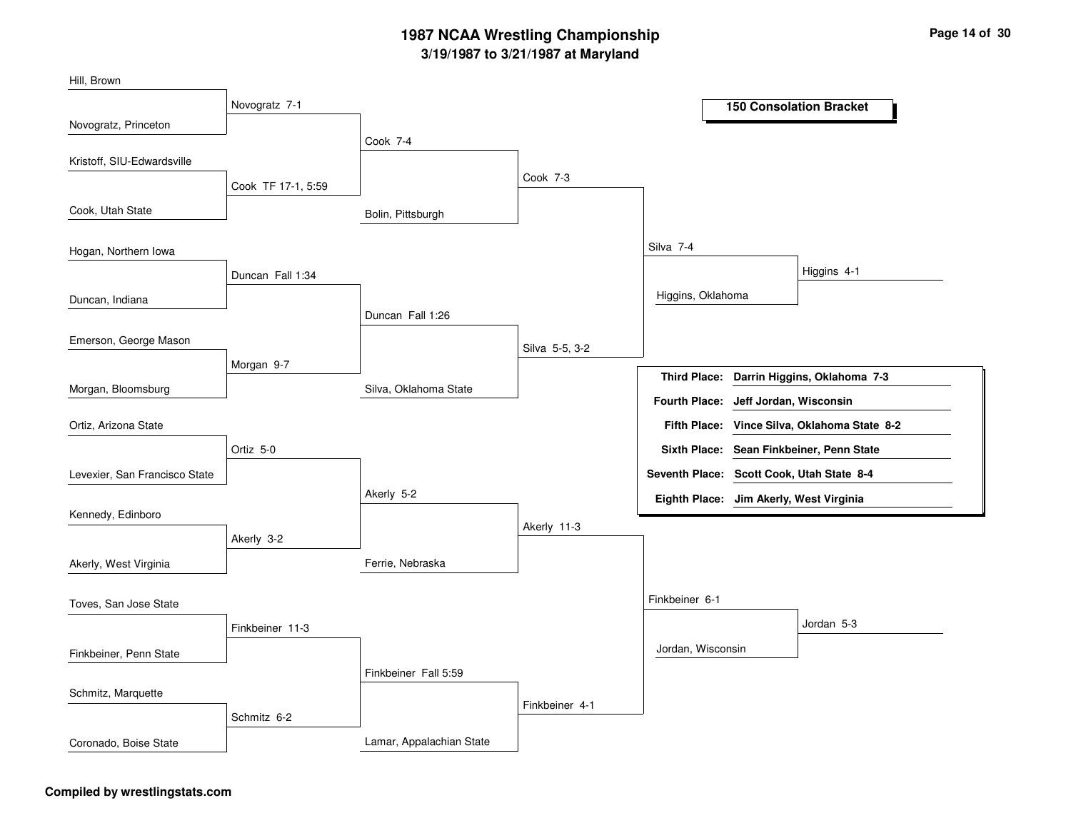# 1987 NCAA Wrestling Championship

## 3/19/1987 to 3/21/1987 at Maryland

### 150 Consolation Bracket

**Round 1**

- Hill, Brown vs. Novogratz, Princeton — Novogratz 7-1
- Kristoff, SIU-Edwardsville vs. Cook, Utah State — Cook TF 17-1, 5:59
- Hogan, Northern Iowa vs. Duncan, Indiana — Duncan Fall 1:34
- Emerson, George Mason vs. Morgan, Bloomsburg — Morgan 9-7
- Ortiz, Arizona State vs. Levexier, San Francisco State — Ortiz 5-0
- Kennedy, Edinboro vs. Akerly, West Virginia — Akerly 3-2
- Toves, San Jose State vs. Finkbeiner, Penn State — Finkbeiner 11-3
- Schmitz, Marquette vs. Coronado, Boise State — Schmitz 6-2

**Round 2**

- Novogratz vs. Cook — Cook 7-4
- Duncan vs. Morgan — Duncan Fall 1:26
- Ortiz vs. Akerly — Akerly 5-2
- Finkbeiner vs. Schmitz — Finkbeiner Fall 5:59

**Round 3**

- Cook vs. Bolin, Pittsburgh — Cook 7-3
- Duncan vs. Silva, Oklahoma State — Silva 5-5, 3-2
- Akerly vs. Ferrie, Nebraska — Akerly 11-3
- Finkbeiner vs. Lamar, Appalachian State — Finkbeiner 4-1

**Round 4**

- Cook vs. Silva — Silva 7-4
- Akerly vs. Finkbeiner — Finkbeiner 6-1

**Round 5**

- Silva vs. Higgins, Oklahoma — Higgins 4-1
- Finkbeiner vs. Jordan, Wisconsin — Jordan 5-3

| Place | Wrestler |
|---|---|
| Third Place: | **Darrin Higgins, Oklahoma 7-3** |
| Fourth Place: | **Jeff Jordan, Wisconsin** |
| Fifth Place: | **Vince Silva, Oklahoma State 8-2** |
| Sixth Place: | **Sean Finkbeiner, Penn State** |
| Seventh Place: | **Scott Cook, Utah State 8-4** |
| Eighth Place: | **Jim Akerly, West Virginia** |

**Compiled by wrestlingstats.com**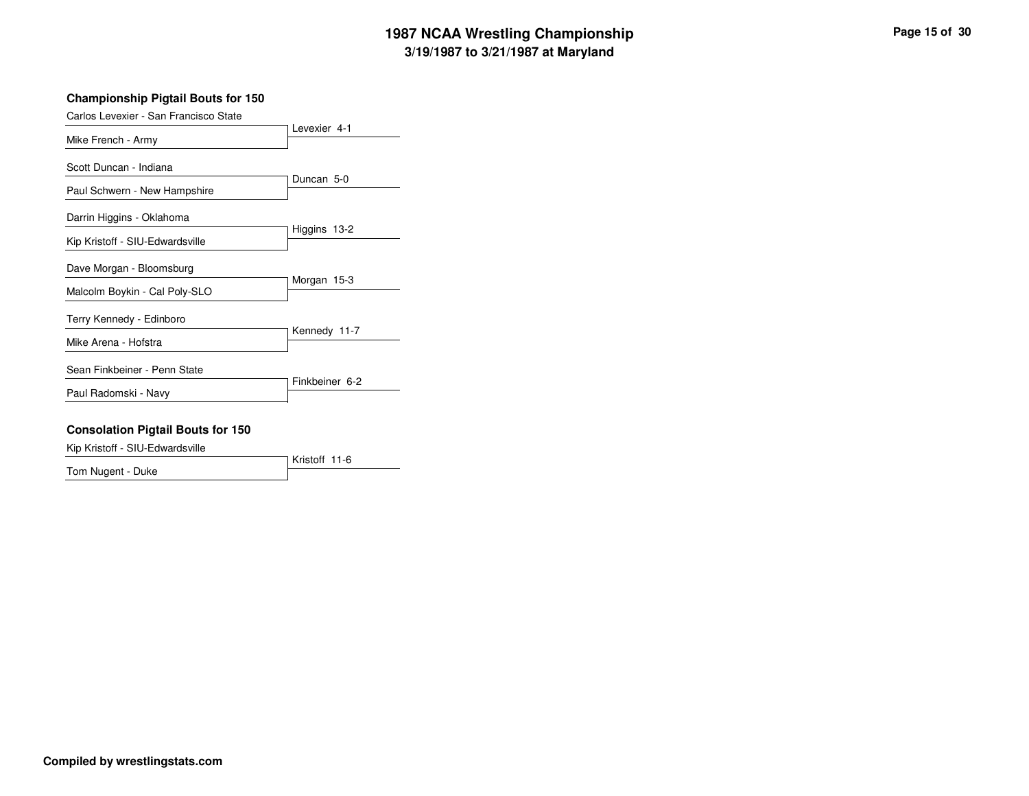## Championship Pigtail Bouts for 150

| Wrestler 1 | Wrestler 2 | Result |
| --- | --- | --- |
| Carlos Levexier - San Francisco State | Mike French - Army | Levexier 4-1 |
| Scott Duncan - Indiana | Paul Schwern - New Hampshire | Duncan 5-0 |
| Darrin Higgins - Oklahoma | Kip Kristoff - SIU-Edwardsville | Higgins 13-2 |
| Dave Morgan - Bloomsburg | Malcolm Boykin - Cal Poly-SLO | Morgan 15-3 |
| Terry Kennedy - Edinboro | Mike Arena - Hofstra | Kennedy 11-7 |
| Sean Finkbeiner - Penn State | Paul Radomski - Navy | Finkbeiner 6-2 |

## Consolation Pigtail Bouts for 150

| Wrestler 1 | Wrestler 2 | Result |
| --- | --- | --- |
| Kip Kristoff - SIU-Edwardsville | Tom Nugent - Duke | Kristoff 11-6 |

**Compiled by wrestlingstats.com**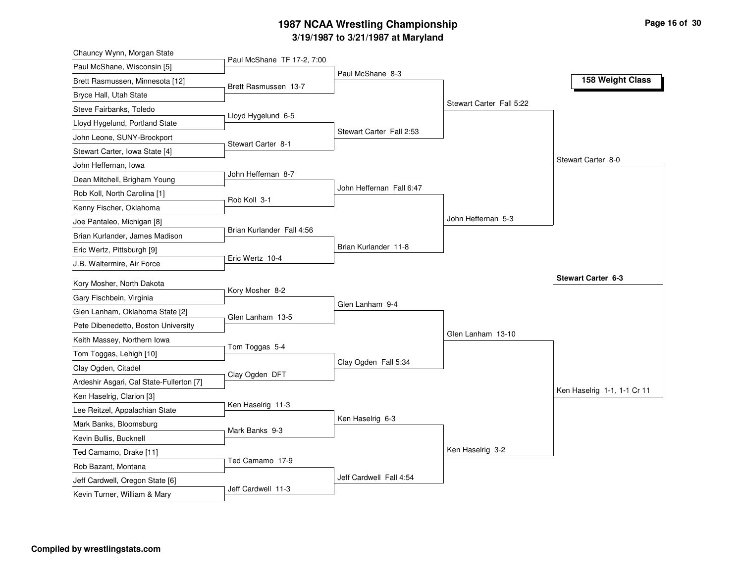# 1987 NCAA Wrestling Championship

**3/19/1987 to 3/21/1987 at Maryland**

**158 Weight Class**

## First Round

- Chauncy Wynn, Morgan State
- Paul McShane, Wisconsin [5]
  - Paul McShane TF 17-2, 7:00
- Brett Rasmussen, Minnesota [12]
- Bryce Hall, Utah State
  - Brett Rasmussen 13-7
- Steve Fairbanks, Toledo
- Lloyd Hygelund, Portland State
  - Lloyd Hygelund 6-5
- John Leone, SUNY-Brockport
- Stewart Carter, Iowa State [4]
  - Stewart Carter 8-1
- John Heffernan, Iowa
- Dean Mitchell, Brigham Young
  - John Heffernan 8-7
- Rob Koll, North Carolina [1]
- Kenny Fischer, Oklahoma
  - Rob Koll 3-1
- Joe Pantaleo, Michigan [8]
- Brian Kurlander, James Madison
  - Brian Kurlander Fall 4:56
- Eric Wertz, Pittsburgh [9]
- J.B. Waltermire, Air Force
  - Eric Wertz 10-4
- Kory Mosher, North Dakota
- Gary Fischbein, Virginia
  - Kory Mosher 8-2
- Glen Lanham, Oklahoma State [2]
- Pete Dibenedetto, Boston University
  - Glen Lanham 13-5
- Keith Massey, Northern Iowa
- Tom Toggas, Lehigh [10]
  - Tom Toggas 5-4
- Clay Ogden, Citadel
- Ardeshir Asgari, Cal State-Fullerton [7]
  - Clay Ogden DFT
- Ken Haselrig, Clarion [3]
- Lee Reitzel, Appalachian State
  - Ken Haselrig 11-3
- Mark Banks, Bloomsburg
- Kevin Bullis, Bucknell
  - Mark Banks 9-3
- Ted Camamo, Drake [11]
- Rob Bazant, Montana
  - Ted Camamo 17-9
- Jeff Cardwell, Oregon State [6]
- Kevin Turner, William & Mary
  - Jeff Cardwell 11-3

## Second Round

- Paul McShane 8-3
- Stewart Carter Fall 2:53
- John Heffernan Fall 6:47
- Brian Kurlander 11-8
- Glen Lanham 9-4
- Clay Ogden Fall 5:34
- Ken Haselrig 6-3
- Jeff Cardwell Fall 4:54

## Quarterfinals

- Stewart Carter Fall 5:22
- John Heffernan 5-3
- Glen Lanham 13-10
- Ken Haselrig 3-2

## Semifinals

- Stewart Carter 8-0
- Ken Haselrig 1-1, 1-1 Cr 11

## Final

**Stewart Carter 6-3**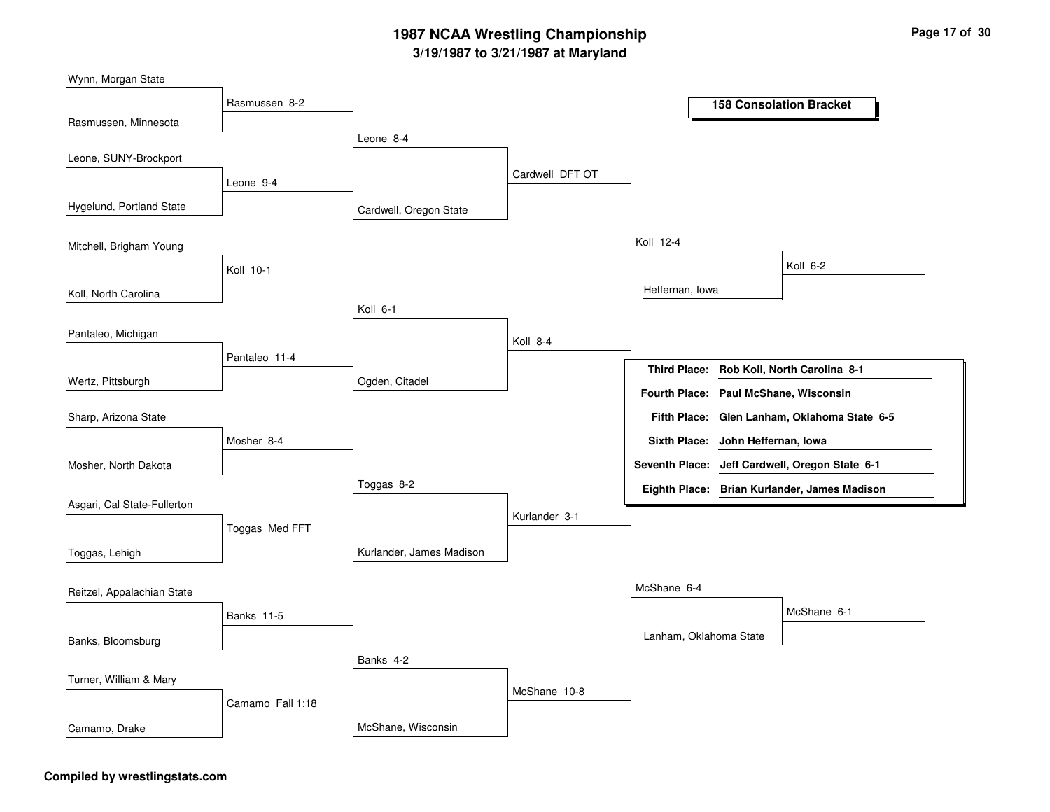# 1987 NCAA Wrestling Championship

## 3/19/1987 to 3/21/1987 at Maryland

### 158 Consolation Bracket

**First Round**

| Wrestler 1 | Wrestler 2 | Result |
|---|---|---|
| Wynn, Morgan State | Rasmussen, Minnesota | Rasmussen 8-2 |
| Leone, SUNY-Brockport | Hygelund, Portland State | Leone 9-4 |
| Mitchell, Brigham Young | Koll, North Carolina | Koll 10-1 |
| Pantaleo, Michigan | Wertz, Pittsburgh | Pantaleo 11-4 |
| Sharp, Arizona State | Mosher, North Dakota | Mosher 8-4 |
| Asgari, Cal State-Fullerton | Toggas, Lehigh | Toggas Med FFT |
| Reitzel, Appalachian State | Banks, Bloomsburg | Banks 11-5 |
| Turner, William & Mary | Camamo, Drake | Camamo Fall 1:18 |

**Second Round**

| Wrestler 1 | Wrestler 2 | Result |
|---|---|---|
| Rasmussen | Leone | Leone 8-4 |
| Koll | Pantaleo | Koll 6-1 |
| Mosher | Toggas | Toggas 8-2 |
| Banks | Camamo | Banks 4-2 |

**Third Round**

| Wrestler 1 | Wrestler 2 | Result |
|---|---|---|
| Leone | Cardwell, Oregon State | Cardwell DFT OT |
| Koll | Ogden, Citadel | Koll 8-4 |
| Toggas | Kurlander, James Madison | Kurlander 3-1 |
| Banks | McShane, Wisconsin | McShane 10-8 |

**Fourth Round**

| Wrestler 1 | Wrestler 2 | Result |
|---|---|---|
| Cardwell | Koll | Koll 12-4 |
| Kurlander | McShane | McShane 6-4 |

**Consolation Semifinals**

| Wrestler 1 | Wrestler 2 | Result |
|---|---|---|
| Koll | Heffernan, Iowa | Koll 6-2 |
| McShane | Lanham, Oklahoma State | McShane 6-1 |

**Placements**

| Place | Wrestler |
|---|---|
| **Third Place:** | **Rob Koll, North Carolina 8-1** |
| **Fourth Place:** | **Paul McShane, Wisconsin** |
| **Fifth Place:** | **Glen Lanham, Oklahoma State 6-5** |
| **Sixth Place:** | **John Heffernan, Iowa** |
| **Seventh Place:** | **Jeff Cardwell, Oregon State 6-1** |
| **Eighth Place:** | **Brian Kurlander, James Madison** |

**Compiled by wrestlingstats.com**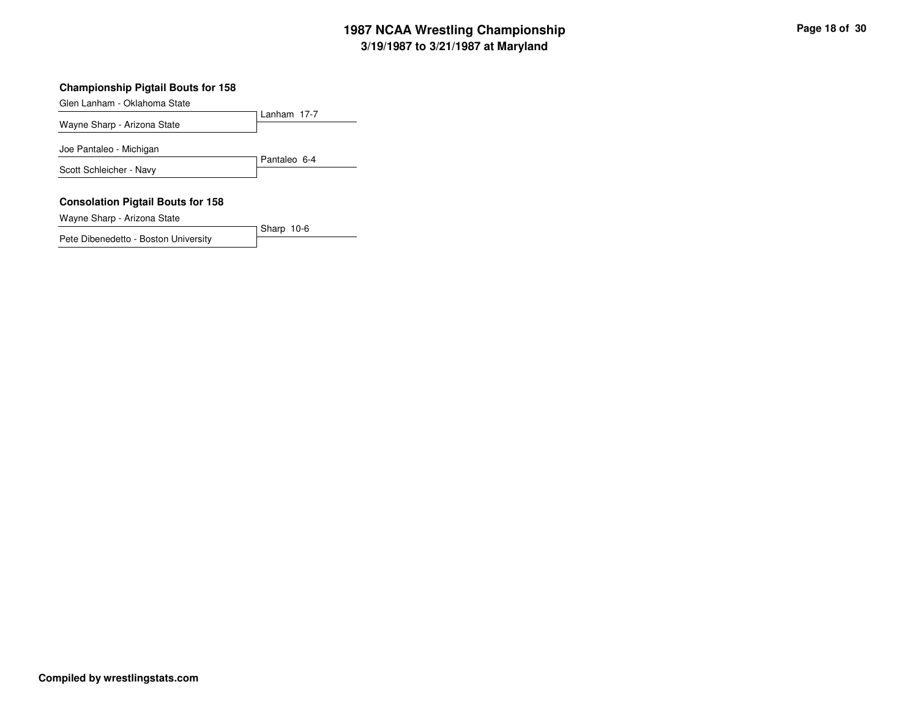## Championship Pigtail Bouts for 158

| Wrestler | Result |
| --- | --- |
| Glen Lanham - Oklahoma State | Lanham 17-7 |
| Wayne Sharp - Arizona State | |

| Wrestler | Result |
| --- | --- |
| Joe Pantaleo - Michigan | Pantaleo 6-4 |
| Scott Schleicher - Navy | |

## Consolation Pigtail Bouts for 158

| Wrestler | Result |
| --- | --- |
| Wayne Sharp - Arizona State | Sharp 10-6 |
| Pete Dibenedetto - Boston University | |

**Compiled by wrestlingstats.com**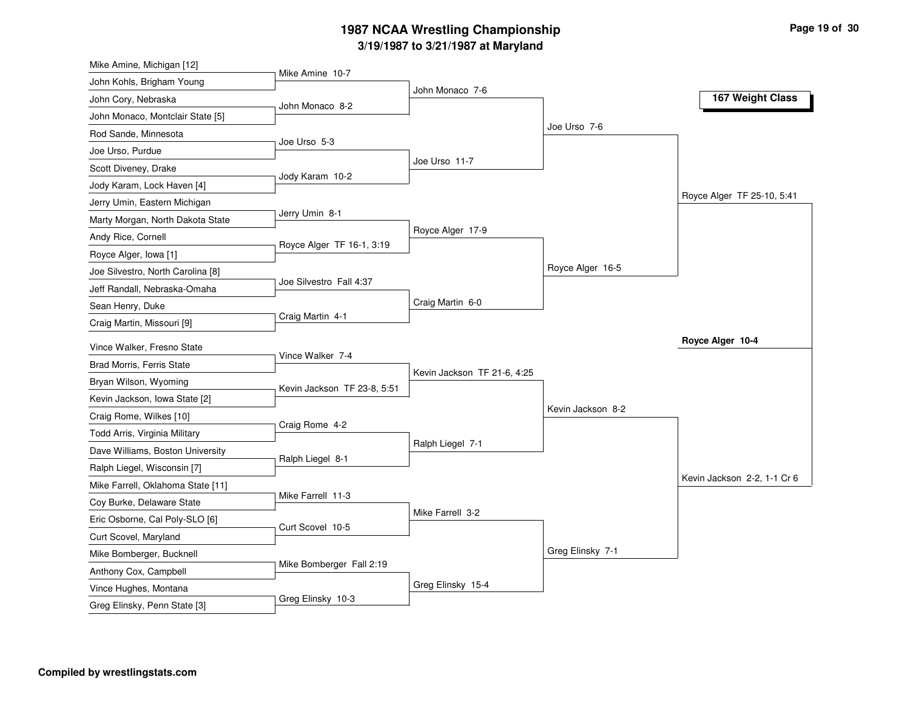# 1987 NCAA Wrestling Championship

## 3/19/1987 to 3/21/1987 at Maryland

### 167 Weight Class

**First Round**

| Wrestler | Wrestler | Winner |
|---|---|---|
| Mike Amine, Michigan [12] | John Kohls, Brigham Young | Mike Amine 10-7 |
| John Cory, Nebraska | John Monaco, Montclair State [5] | John Monaco 8-2 |
| Rod Sande, Minnesota | Joe Urso, Purdue | Joe Urso 5-3 |
| Scott Diveney, Drake | Jody Karam, Lock Haven [4] | Jody Karam 10-2 |
| Jerry Umin, Eastern Michigan | Marty Morgan, North Dakota State | Jerry Umin 8-1 |
| Andy Rice, Cornell | Royce Alger, Iowa [1] | Royce Alger TF 16-1, 3:19 |
| Joe Silvestro, North Carolina [8] | Jeff Randall, Nebraska-Omaha | Joe Silvestro Fall 4:37 |
| Sean Henry, Duke | Craig Martin, Missouri [9] | Craig Martin 4-1 |
| Vince Walker, Fresno State | Brad Morris, Ferris State | Vince Walker 7-4 |
| Bryan Wilson, Wyoming | Kevin Jackson, Iowa State [2] | Kevin Jackson TF 23-8, 5:51 |
| Craig Rome, Wilkes [10] | Todd Arris, Virginia Military | Craig Rome 4-2 |
| Dave Williams, Boston University | Ralph Liegel, Wisconsin [7] | Ralph Liegel 8-1 |
| Mike Farrell, Oklahoma State [11] | Coy Burke, Delaware State | Mike Farrell 11-3 |
| Eric Osborne, Cal Poly-SLO [6] | Curt Scovel, Maryland | Curt Scovel 10-5 |
| Mike Bomberger, Bucknell | Anthony Cox, Campbell | Mike Bomberger Fall 2:19 |
| Vince Hughes, Montana | Greg Elinsky, Penn State [3] | Greg Elinsky 10-3 |

**Second Round**

- John Monaco 7-6
- Joe Urso 11-7
- Royce Alger 17-9
- Craig Martin 6-0
- Kevin Jackson TF 21-6, 4:25
- Ralph Liegel 7-1
- Mike Farrell 3-2
- Greg Elinsky 15-4

**Quarterfinals**

- Joe Urso 7-6
- Royce Alger 16-5
- Kevin Jackson 8-2
- Greg Elinsky 7-1

**Semifinals**

- Royce Alger TF 25-10, 5:41
- Kevin Jackson 2-2, 1-1 Cr 6

**Final**

- **Royce Alger 10-4**

**Compiled by wrestlingstats.com**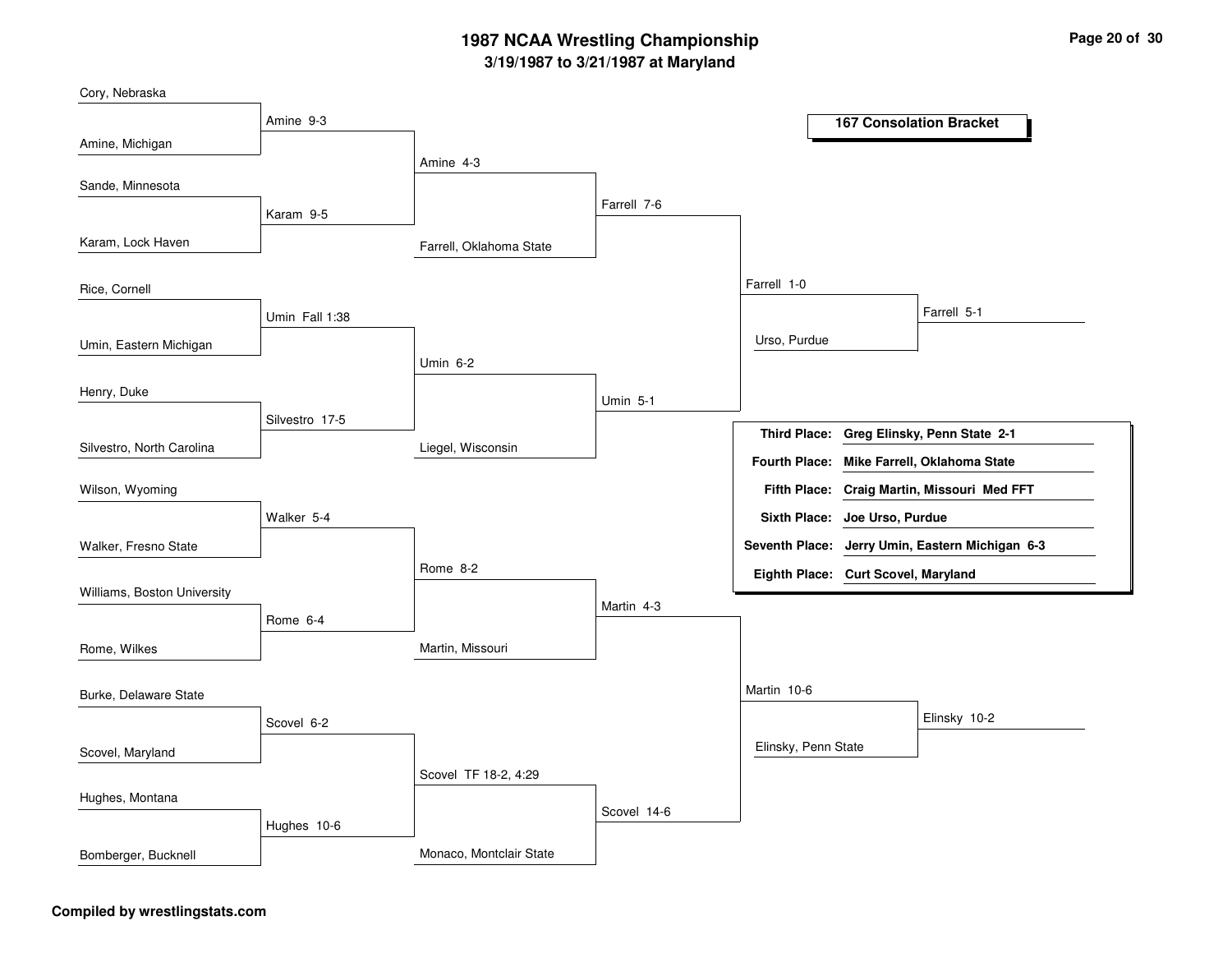# 1987 NCAA Wrestling Championship

## 3/19/1987 to 3/21/1987 at Maryland

### 167 Consolation Bracket

**Round 1**

| Wrestler 1 | Wrestler 2 | Result |
| --- | --- | --- |
| Cory, Nebraska | Amine, Michigan | Amine 9-3 |
| Sande, Minnesota | Karam, Lock Haven | Karam 9-5 |
| Rice, Cornell | Umin, Eastern Michigan | Umin Fall 1:38 |
| Henry, Duke | Silvestro, North Carolina | Silvestro 17-5 |
| Wilson, Wyoming | Walker, Fresno State | Walker 5-4 |
| Williams, Boston University | Rome, Wilkes | Rome 6-4 |
| Burke, Delaware State | Scovel, Maryland | Scovel 6-2 |
| Hughes, Montana | Bomberger, Bucknell | Hughes 10-6 |

**Round 2**

| Wrestler 1 | Wrestler 2 | Result |
| --- | --- | --- |
| Amine | Karam | Amine 4-3 |
| Umin | Silvestro | Umin 6-2 |
| Walker | Rome | Rome 8-2 |
| Scovel | Hughes | Scovel TF 18-2, 4:29 |

**Round 3**

| Wrestler 1 | Wrestler 2 | Result |
| --- | --- | --- |
| Amine | Farrell, Oklahoma State | Farrell 7-6 |
| Umin | Liegel, Wisconsin | Umin 5-1 |
| Rome | Martin, Missouri | Martin 4-3 |
| Scovel | Monaco, Montclair State | Scovel 14-6 |

**Round 4**

| Wrestler 1 | Wrestler 2 | Result |
| --- | --- | --- |
| Farrell | Umin | Farrell 1-0 |
| Martin | Scovel | Martin 10-6 |

**Round 5**

| Wrestler 1 | Wrestler 2 | Result |
| --- | --- | --- |
| Farrell | Urso, Purdue | Farrell 5-1 |
| Martin | Elinsky, Penn State | Elinsky 10-2 |

**Final Placements**

| Place | Wrestler |
| --- | --- |
| Third Place: | Greg Elinsky, Penn State 2-1 |
| Fourth Place: | Mike Farrell, Oklahoma State |
| Fifth Place: | Craig Martin, Missouri Med FFT |
| Sixth Place: | Joe Urso, Purdue |
| Seventh Place: | Jerry Umin, Eastern Michigan 6-3 |
| Eighth Place: | Curt Scovel, Maryland |

**Compiled by wrestlingstats.com**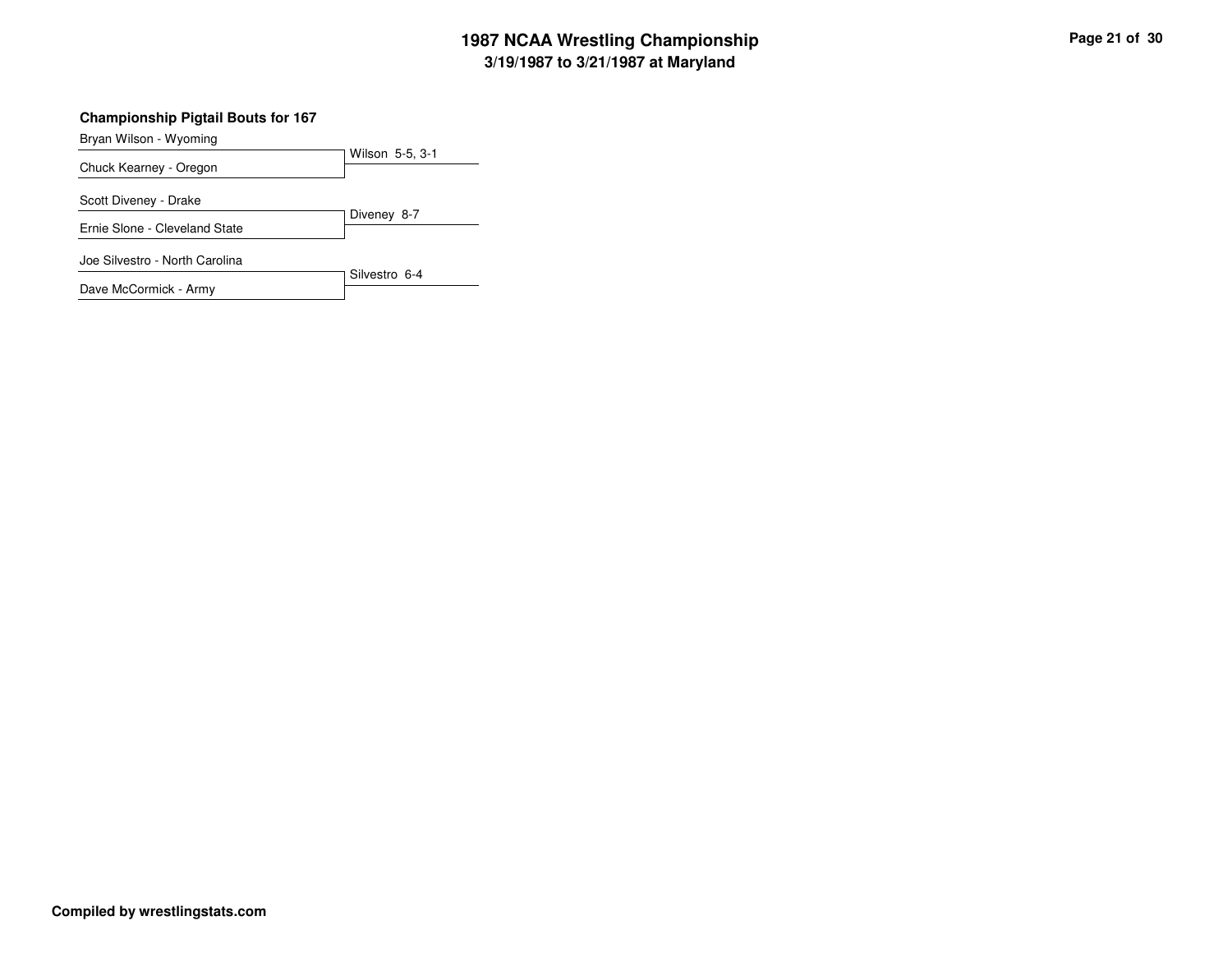## Championship Pigtail Bouts for 167

| Wrestler | Result |
| --- | --- |
| Bryan Wilson - Wyoming | Wilson 5-5, 3-1 |
| Chuck Kearney - Oregon | |
| Scott Diveney - Drake | Diveney 8-7 |
| Ernie Slone - Cleveland State | |
| Joe Silvestro - North Carolina | Silvestro 6-4 |
| Dave McCormick - Army | |

**Compiled by wrestlingstats.com**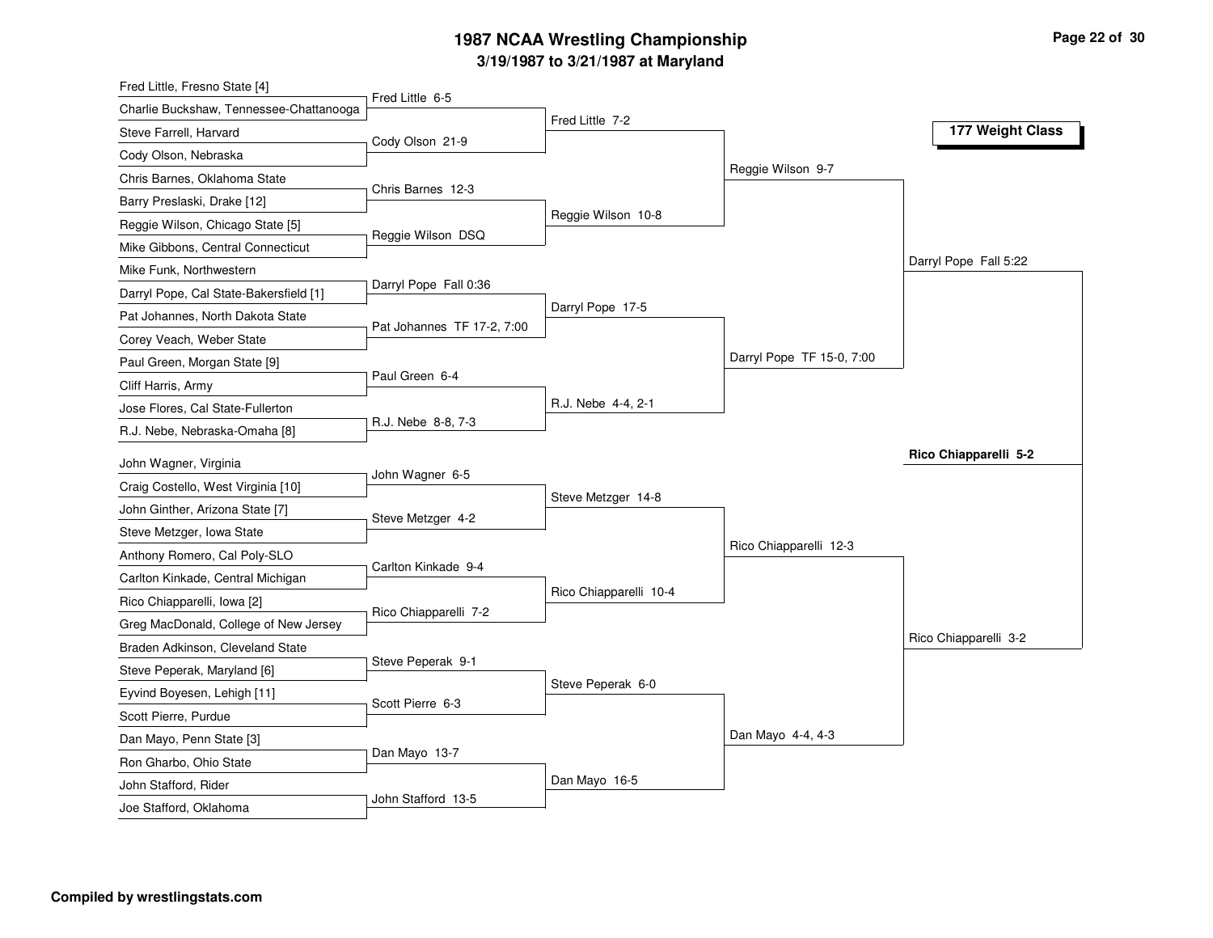# 1987 NCAA Wrestling Championship

## 3/19/1987 to 3/21/1987 at Maryland

### 177 Weight Class

**First Round**

- Fred Little, Fresno State [4] vs. Charlie Buckshaw, Tennessee-Chattanooga — Fred Little 6-5
- Steve Farrell, Harvard vs. Cody Olson, Nebraska — Cody Olson 21-9
- Chris Barnes, Oklahoma State vs. Barry Preslaski, Drake [12] — Chris Barnes 12-3
- Reggie Wilson, Chicago State [5] vs. Mike Gibbons, Central Connecticut — Reggie Wilson DSQ
- Mike Funk, Northwestern vs. Darryl Pope, Cal State-Bakersfield [1] — Darryl Pope Fall 0:36
- Pat Johannes, North Dakota State vs. Corey Veach, Weber State — Pat Johannes TF 17-2, 7:00
- Paul Green, Morgan State [9] vs. Cliff Harris, Army — Paul Green 6-4
- Jose Flores, Cal State-Fullerton vs. R.J. Nebe, Nebraska-Omaha [8] — R.J. Nebe 8-8, 7-3
- John Wagner, Virginia vs. Craig Costello, West Virginia [10] — John Wagner 6-5
- John Ginther, Arizona State [7] vs. Steve Metzger, Iowa State — Steve Metzger 4-2
- Anthony Romero, Cal Poly-SLO vs. Carlton Kinkade, Central Michigan — Carlton Kinkade 9-4
- Rico Chiapparelli, Iowa [2] vs. Greg MacDonald, College of New Jersey — Rico Chiapparelli 7-2
- Braden Adkinson, Cleveland State vs. Steve Peperak, Maryland [6] — Steve Peperak 9-1
- Eyvind Boyesen, Lehigh [11] vs. Scott Pierre, Purdue — Scott Pierre 6-3
- Dan Mayo, Penn State [3] vs. Ron Gharbo, Ohio State — Dan Mayo 13-7
- John Stafford, Rider vs. Joe Stafford, Oklahoma — John Stafford 13-5

**Second Round**

- Fred Little 7-2
- Reggie Wilson 10-8
- Darryl Pope 17-5
- R.J. Nebe 4-4, 2-1
- Steve Metzger 14-8
- Rico Chiapparelli 10-4
- Steve Peperak 6-0
- Dan Mayo 16-5

**Quarterfinals**

- Reggie Wilson 9-7
- Darryl Pope TF 15-0, 7:00
- Rico Chiapparelli 12-3
- Dan Mayo 4-4, 4-3

**Semifinals**

- Darryl Pope Fall 5:22
- Rico Chiapparelli 3-2

**Final**

- **Rico Chiapparelli 5-2**

**Compiled by wrestlingstats.com**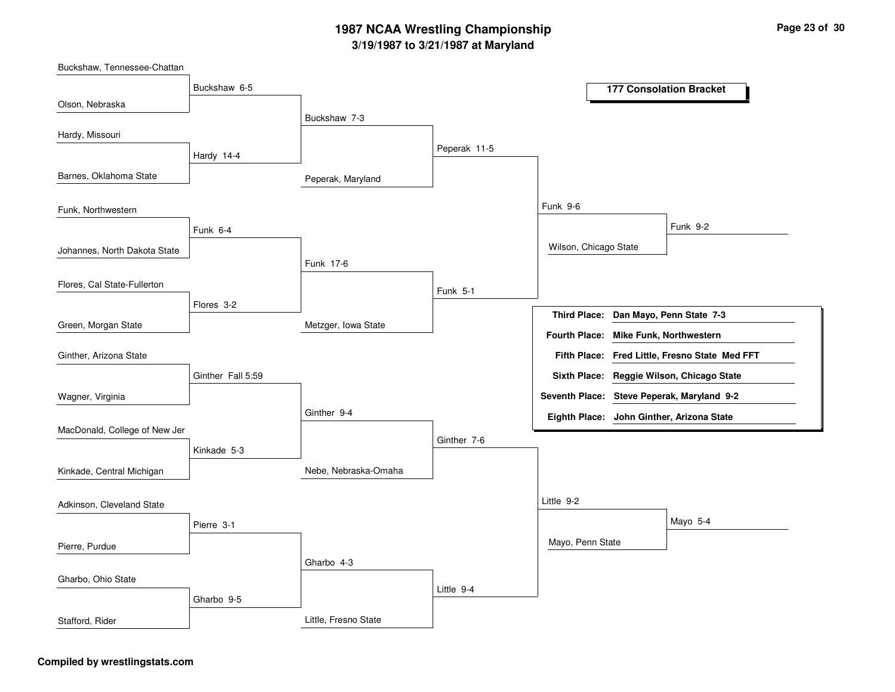# 1987 NCAA Wrestling Championship

## 3/19/1987 to 3/21/1987 at Maryland

### 177 Consolation Bracket

**First Round**

- Buckshaw, Tennessee-Chattan vs. Olson, Nebraska — Buckshaw 6-5
- Hardy, Missouri vs. Barnes, Oklahoma State — Hardy 14-4
- Funk, Northwestern vs. Johannes, North Dakota State — Funk 6-4
- Flores, Cal State-Fullerton vs. Green, Morgan State — Flores 3-2
- Ginther, Arizona State vs. Wagner, Virginia — Ginther Fall 5:59
- MacDonald, College of New Jer vs. Kinkade, Central Michigan — Kinkade 5-3
- Adkinson, Cleveland State vs. Pierre, Purdue — Pierre 3-1
- Gharbo, Ohio State vs. Stafford, Rider — Gharbo 9-5

**Second Round**

- Buckshaw vs. Hardy — Buckshaw 7-3
- Funk vs. Flores — Funk 17-6
- Ginther vs. Kinkade — Ginther 9-4
- Pierre vs. Gharbo — Gharbo 4-3

**Third Round**

- Buckshaw vs. Peperak, Maryland — Peperak 11-5
- Funk vs. Metzger, Iowa State — Funk 5-1
- Ginther vs. Nebe, Nebraska-Omaha — Ginther 7-6
- Gharbo vs. Little, Fresno State — Little 9-4

**Fourth Round**

- Peperak vs. Funk — Funk 9-6
- Ginther vs. Little — Little 9-2

**Fifth Round**

- Funk vs. Wilson, Chicago State — Funk 9-2
- Little vs. Mayo, Penn State — Mayo 5-4

| Place | Result |
| --- | --- |
| Third Place: | Dan Mayo, Penn State 7-3 |
| Fourth Place: | Mike Funk, Northwestern |
| Fifth Place: | Fred Little, Fresno State Med FFT |
| Sixth Place: | Reggie Wilson, Chicago State |
| Seventh Place: | Steve Peperak, Maryland 9-2 |
| Eighth Place: | John Ginther, Arizona State |

**Compiled by wrestlingstats.com**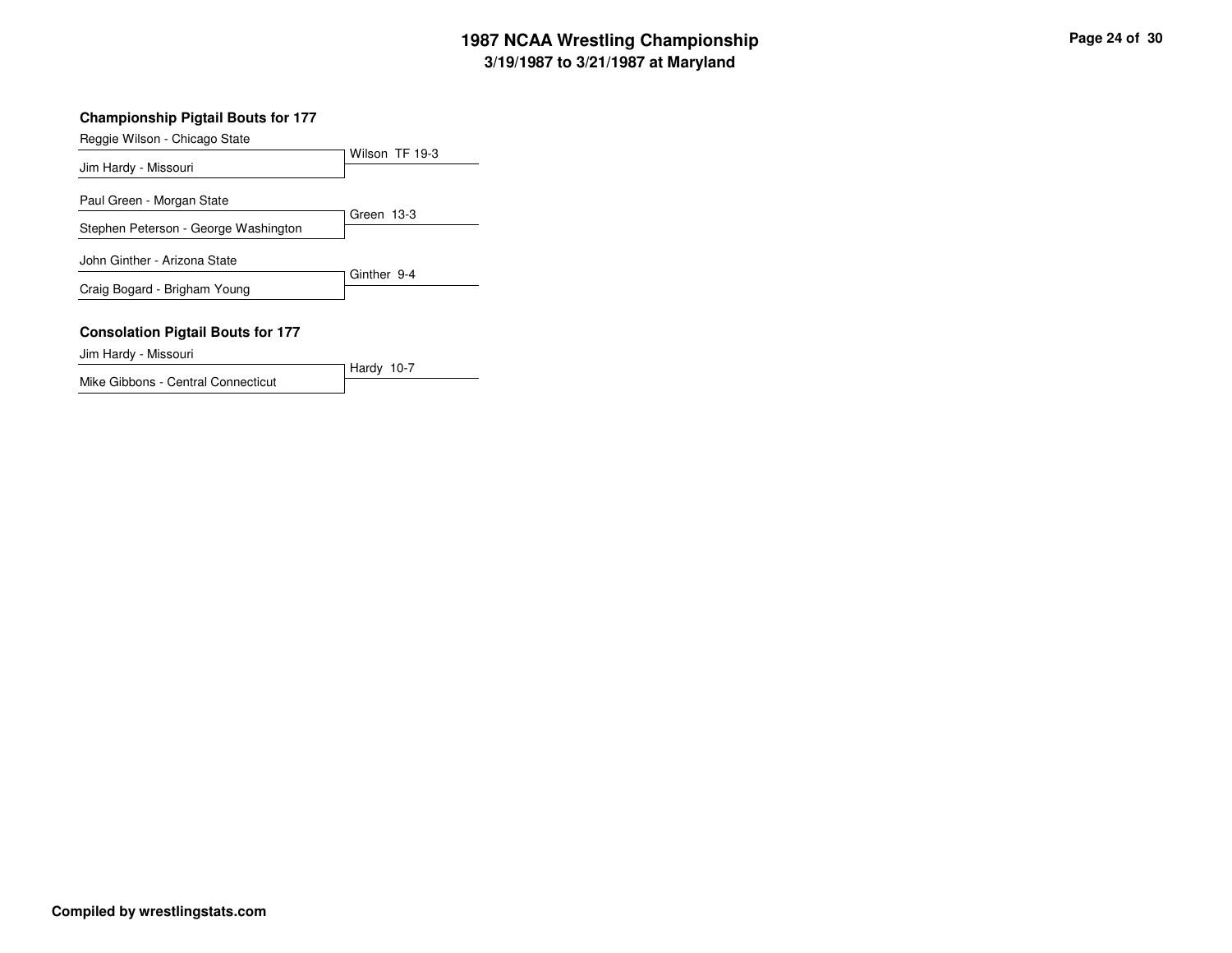## Championship Pigtail Bouts for 177

| Wrestler | Result |
| --- | --- |
| Reggie Wilson - Chicago State | Wilson TF 19-3 |
| Jim Hardy - Missouri | |

| Wrestler | Result |
| --- | --- |
| Paul Green - Morgan State | Green 13-3 |
| Stephen Peterson - George Washington | |

| Wrestler | Result |
| --- | --- |
| John Ginther - Arizona State | Ginther 9-4 |
| Craig Bogard - Brigham Young | |

## Consolation Pigtail Bouts for 177

| Wrestler | Result |
| --- | --- |
| Jim Hardy - Missouri | Hardy 10-7 |
| Mike Gibbons - Central Connecticut | |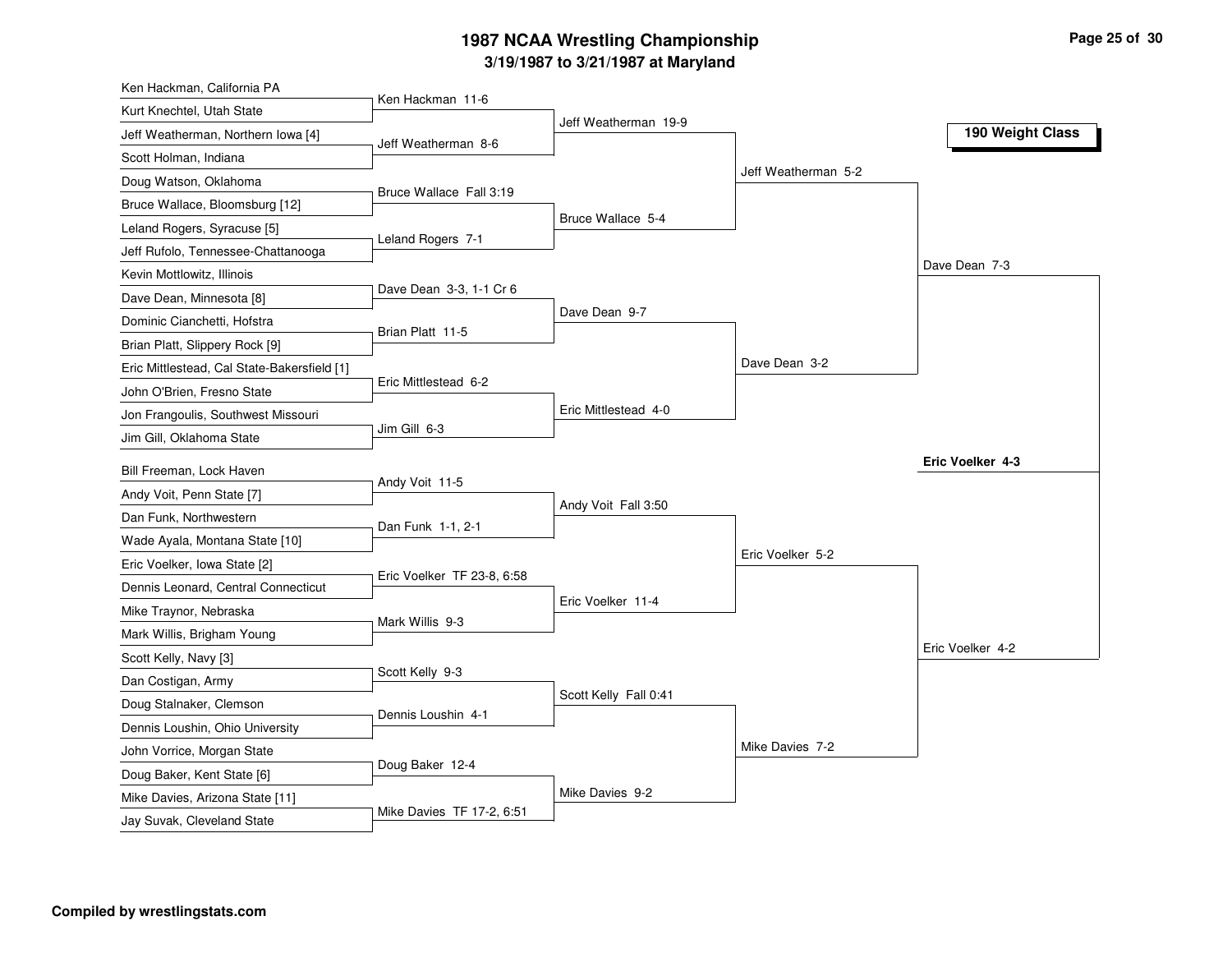# 1987 NCAA Wrestling Championship

**3/19/1987 to 3/21/1987 at Maryland**

**190 Weight Class**

| First Round | Second Round | Quarterfinals | Semifinals | Finals |
|---|---|---|---|---|
| Ken Hackman, California PA vs Kurt Knechtel, Utah State: Ken Hackman 11-6 | Jeff Weatherman 19-9 | Jeff Weatherman 5-2 | Dave Dean 7-3 | **Eric Voelker 4-3** |
| Jeff Weatherman, Northern Iowa [4] vs Scott Holman, Indiana: Jeff Weatherman 8-6 | | | | |
| Doug Watson, Oklahoma vs Bruce Wallace, Bloomsburg [12]: Bruce Wallace Fall 3:19 | Bruce Wallace 5-4 | | | |
| Leland Rogers, Syracuse [5] vs Jeff Rufolo, Tennessee-Chattanooga: Leland Rogers 7-1 | | | | |
| Kevin Mottlowitz, Illinois vs Dave Dean, Minnesota [8]: Dave Dean 3-3, 1-1 Cr 6 | Dave Dean 9-7 | Dave Dean 3-2 | | |
| Dominic Cianchetti, Hofstra vs Brian Platt, Slippery Rock [9]: Brian Platt 11-5 | | | | |
| Eric Mittlestead, Cal State-Bakersfield [1] vs John O'Brien, Fresno State: Eric Mittlestead 6-2 | Eric Mittlestead 4-0 | | | |
| Jon Frangoulis, Southwest Missouri vs Jim Gill, Oklahoma State: Jim Gill 6-3 | | | | |
| Bill Freeman, Lock Haven vs Andy Voit, Penn State [7]: Andy Voit 11-5 | Andy Voit Fall 3:50 | Eric Voelker 5-2 | Eric Voelker 4-2 | |
| Dan Funk, Northwestern vs Wade Ayala, Montana State [10]: Dan Funk 1-1, 2-1 | | | | |
| Eric Voelker, Iowa State [2] vs Dennis Leonard, Central Connecticut: Eric Voelker TF 23-8, 6:58 | Eric Voelker 11-4 | | | |
| Mike Traynor, Nebraska vs Mark Willis, Brigham Young: Mark Willis 9-3 | | | | |
| Scott Kelly, Navy [3] vs Dan Costigan, Army: Scott Kelly 9-3 | Scott Kelly Fall 0:41 | Mike Davies 7-2 | | |
| Doug Stalnaker, Clemson vs Dennis Loushin, Ohio University: Dennis Loushin 4-1 | | | | |
| John Vorrice, Morgan State vs Doug Baker, Kent State [6]: Doug Baker 12-4 | Mike Davies 9-2 | | | |
| Mike Davies, Arizona State [11] vs Jay Suvak, Cleveland State: Mike Davies TF 17-2, 6:51 | | | | |

Compiled by wrestlingstats.com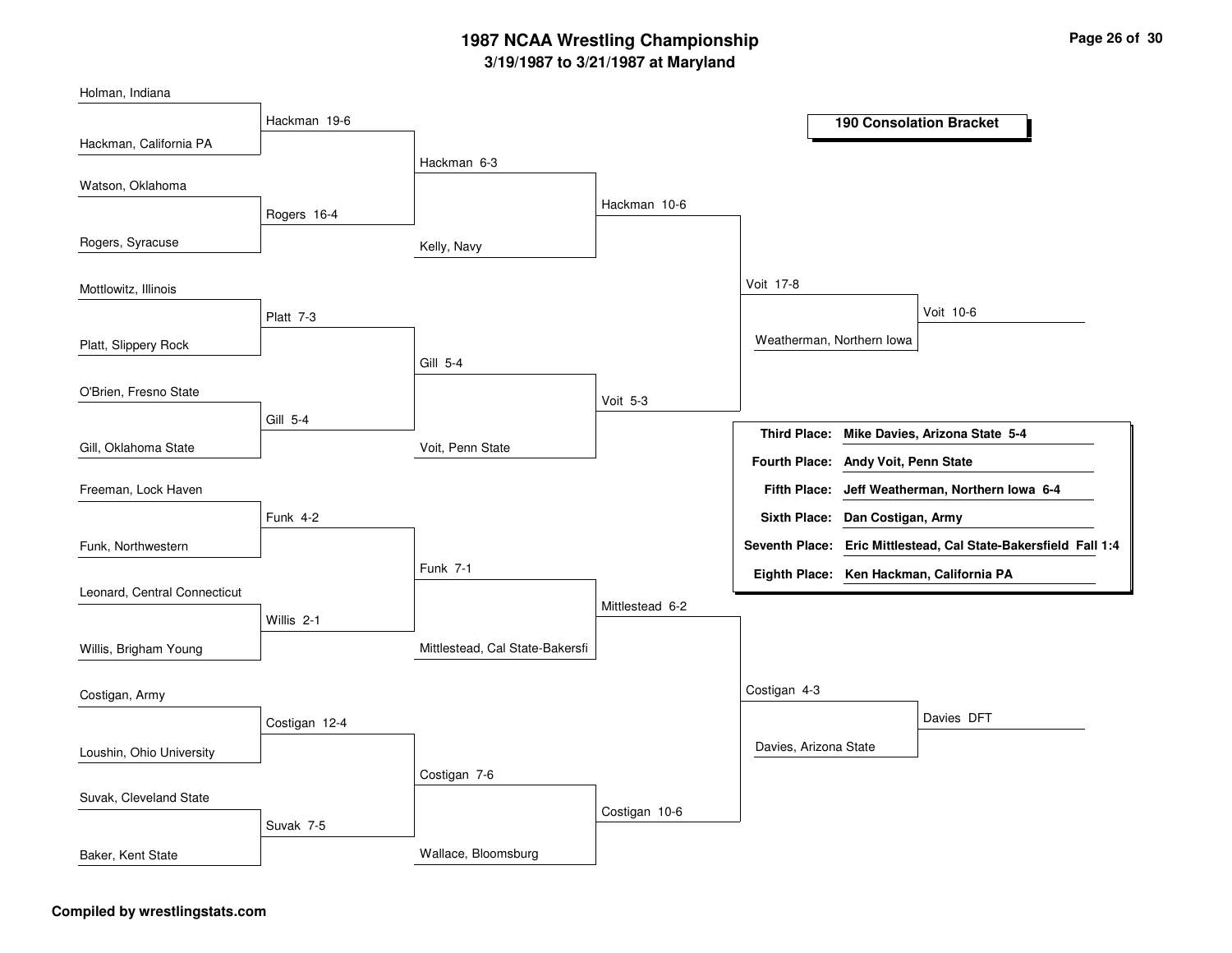# 1987 NCAA Wrestling Championship

## 3/19/1987 to 3/21/1987 at Maryland

### 190 Consolation Bracket

**Round 1**

| Wrestler | Wrestler | Winner |
|---|---|---|
| Holman, Indiana | Hackman, California PA | Hackman 19-6 |
| Watson, Oklahoma | Rogers, Syracuse | Rogers 16-4 |
| Mottlowitz, Illinois | Platt, Slippery Rock | Platt 7-3 |
| O'Brien, Fresno State | Gill, Oklahoma State | Gill 5-4 |
| Freeman, Lock Haven | Funk, Northwestern | Funk 4-2 |
| Leonard, Central Connecticut | Willis, Brigham Young | Willis 2-1 |
| Costigan, Army | Loushin, Ohio University | Costigan 12-4 |
| Suvak, Cleveland State | Baker, Kent State | Suvak 7-5 |

**Round 2**

| Wrestler | Wrestler | Winner |
|---|---|---|
| Hackman | Rogers | Hackman 6-3 |
| Platt | Gill | Gill 5-4 |
| Funk | Willis | Funk 7-1 |
| Costigan | Suvak | Costigan 7-6 |

**Round 3**

| Wrestler | Wrestler | Winner |
|---|---|---|
| Hackman | Kelly, Navy | Hackman 10-6 |
| Gill | Voit, Penn State | Voit 5-3 |
| Funk | Mittlestead, Cal State-Bakersfi | Mittlestead 6-2 |
| Costigan | Wallace, Bloomsburg | Costigan 10-6 |

**Round 4**

| Wrestler | Wrestler | Winner |
|---|---|---|
| Hackman | Voit | Voit 17-8 |
| Mittlestead | Costigan | Costigan 4-3 |

**Round 5**

| Wrestler | Wrestler | Winner |
|---|---|---|
| Voit | Weatherman, Northern Iowa | Voit 10-6 |
| Costigan | Davies, Arizona State | Davies DFT |

**Final Placings**

- **Third Place:** Mike Davies, Arizona State 5-4
- **Fourth Place:** Andy Voit, Penn State
- **Fifth Place:** Jeff Weatherman, Northern Iowa 6-4
- **Sixth Place:** Dan Costigan, Army
- **Seventh Place:** Eric Mittlestead, Cal State-Bakersfield Fall 1:4
- **Eighth Place:** Ken Hackman, California PA

Compiled by wrestlingstats.com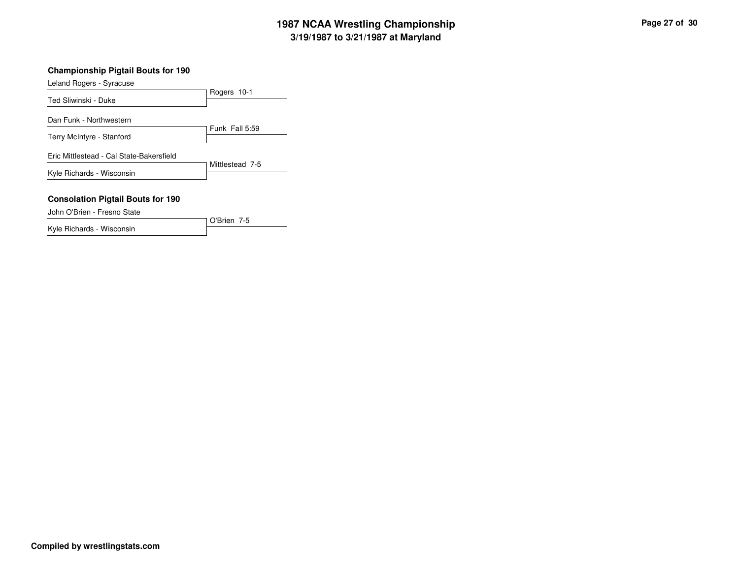# 1987 NCAA Wrestling Championship

## 3/19/1987 to 3/21/1987 at Maryland

### Championship Pigtail Bouts for 190

Leland Rogers - Syracuse
Ted Sliwinski - Duke
Rogers 10-1

Dan Funk - Northwestern
Terry McIntyre - Stanford
Funk Fall 5:59

Eric Mittlestead - Cal State-Bakersfield
Kyle Richards - Wisconsin
Mittlestead 7-5

### Consolation Pigtail Bouts for 190

John O'Brien - Fresno State
Kyle Richards - Wisconsin
O'Brien 7-5

**Compiled by wrestlingstats.com**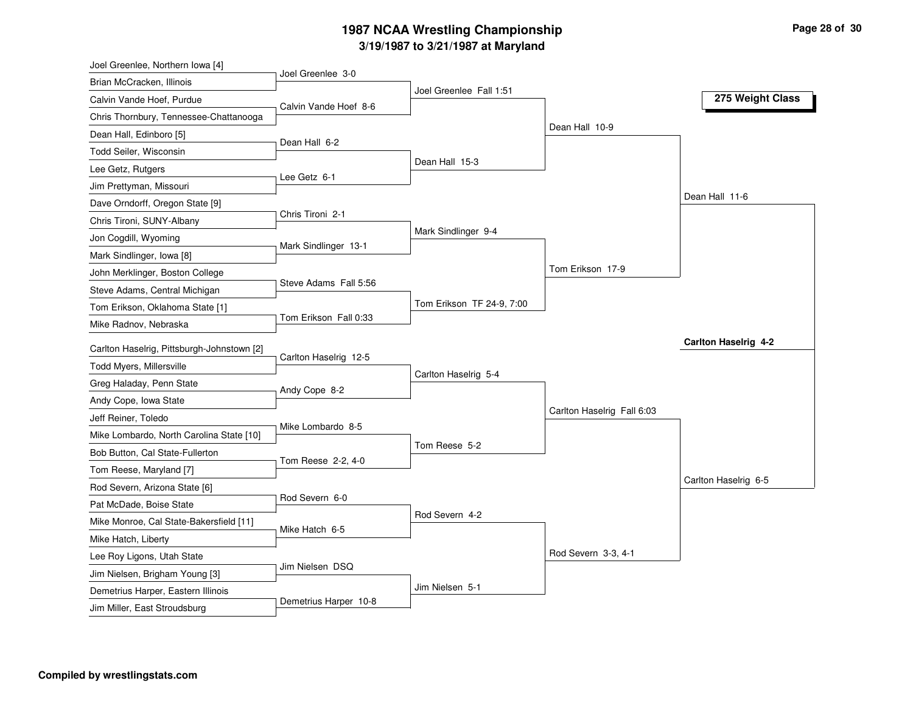# 1987 NCAA Wrestling Championship

## 3/19/1987 to 3/21/1987 at Maryland

### 275 Weight Class

**First Round**

- Joel Greenlee, Northern Iowa [4] vs. Brian McCracken, Illinois — Joel Greenlee 3-0
- Calvin Vande Hoef, Purdue vs. Chris Thornbury, Tennessee-Chattanooga — Calvin Vande Hoef 8-6
- Dean Hall, Edinboro [5] vs. Todd Seiler, Wisconsin — Dean Hall 6-2
- Lee Getz, Rutgers vs. Jim Prettyman, Missouri — Lee Getz 6-1
- Dave Orndorff, Oregon State [9] vs. Chris Tironi, SUNY-Albany — Chris Tironi 2-1
- Jon Cogdill, Wyoming vs. Mark Sindlinger, Iowa [8] — Mark Sindlinger 13-1
- John Merklinger, Boston College vs. Steve Adams, Central Michigan — Steve Adams Fall 5:56
- Tom Erikson, Oklahoma State [1] vs. Mike Radnov, Nebraska — Tom Erikson Fall 0:33
- Carlton Haselrig, Pittsburgh-Johnstown [2] vs. Todd Myers, Millersville — Carlton Haselrig 12-5
- Greg Haladay, Penn State vs. Andy Cope, Iowa State — Andy Cope 8-2
- Jeff Reiner, Toledo vs. Mike Lombardo, North Carolina State [10] — Mike Lombardo 8-5
- Bob Button, Cal State-Fullerton vs. Tom Reese, Maryland [7] — Tom Reese 2-2, 4-0
- Rod Severn, Arizona State [6] vs. Pat McDade, Boise State — Rod Severn 6-0
- Mike Monroe, Cal State-Bakersfield [11] vs. Mike Hatch, Liberty — Mike Hatch 6-5
- Lee Roy Ligons, Utah State vs. Jim Nielsen, Brigham Young [3] — Jim Nielsen DSQ
- Demetrius Harper, Eastern Illinois vs. Jim Miller, East Stroudsburg — Demetrius Harper 10-8

**Second Round**

- Joel Greenlee Fall 1:51
- Dean Hall 15-3
- Mark Sindlinger 9-4
- Tom Erikson TF 24-9, 7:00
- Carlton Haselrig 5-4
- Tom Reese 5-2
- Rod Severn 4-2
- Jim Nielsen 5-1

**Quarterfinals**

- Dean Hall 10-9
- Tom Erikson 17-9
- Carlton Haselrig Fall 6:03
- Rod Severn 3-3, 4-1

**Semifinals**

- Dean Hall 11-6
- Carlton Haselrig 6-5

**Final**

- **Carlton Haselrig 4-2**

**Compiled by wrestlingstats.com**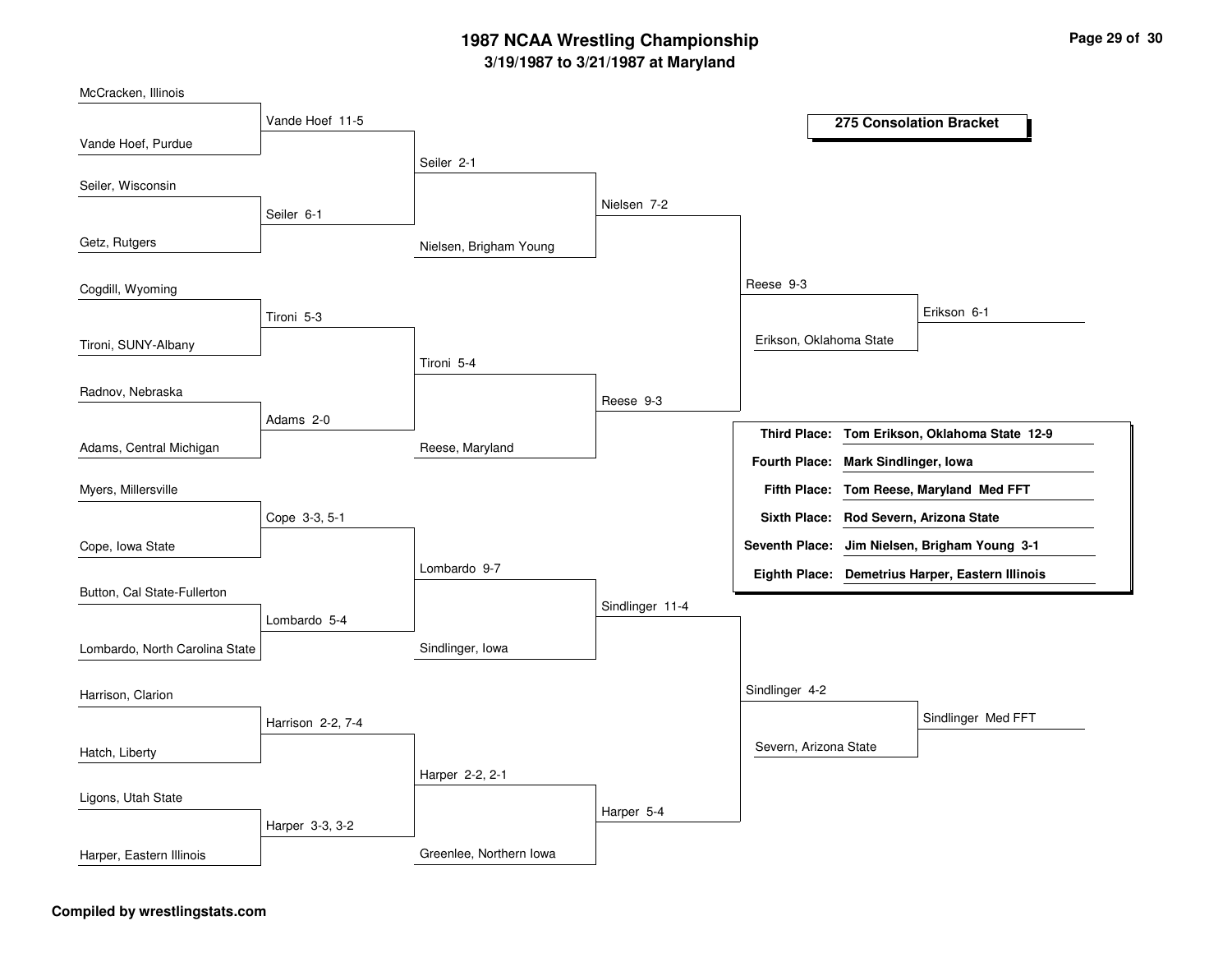# 1987 NCAA Wrestling Championship

## 3/19/1987 to 3/21/1987 at Maryland

### 275 Consolation Bracket

**Round 1**

| Wrestlers | Winner |
| --- | --- |
| McCracken, Illinois vs. Vande Hoef, Purdue | Vande Hoef 11-5 |
| Seiler, Wisconsin vs. Getz, Rutgers | Seiler 6-1 |
| Cogdill, Wyoming vs. Tironi, SUNY-Albany | Tironi 5-3 |
| Radnov, Nebraska vs. Adams, Central Michigan | Adams 2-0 |
| Myers, Millersville vs. Cope, Iowa State | Cope 3-3, 5-1 |
| Button, Cal State-Fullerton vs. Lombardo, North Carolina State | Lombardo 5-4 |
| Harrison, Clarion vs. Hatch, Liberty | Harrison 2-2, 7-4 |
| Ligons, Utah State vs. Harper, Eastern Illinois | Harper 3-3, 3-2 |

**Round 2**

| Wrestlers | Winner |
| --- | --- |
| Vande Hoef vs. Seiler | Seiler 2-1 |
| Tironi vs. Adams | Tironi 5-4 |
| Cope vs. Lombardo | Lombardo 9-7 |
| Harrison vs. Harper | Harper 2-2, 2-1 |

**Round 3**

| Wrestlers | Winner |
| --- | --- |
| Seiler vs. Nielsen, Brigham Young | Nielsen 7-2 |
| Tironi vs. Reese, Maryland | Reese 9-3 |
| Lombardo vs. Sindlinger, Iowa | Sindlinger 11-4 |
| Harper vs. Greenlee, Northern Iowa | Harper 5-4 |

**Round 4**

| Wrestlers | Winner |
| --- | --- |
| Nielsen vs. Reese | Reese 9-3 |
| Sindlinger vs. Harper | Sindlinger 4-2 |

**Consolation Semifinals**

| Wrestlers | Winner |
| --- | --- |
| Reese vs. Erikson, Oklahoma State | Erikson 6-1 |
| Sindlinger vs. Severn, Arizona State | Sindlinger Med FFT |

**Final Placings**

| Place | Wrestler |
| --- | --- |
| Third Place: | Tom Erikson, Oklahoma State 12-9 |
| Fourth Place: | Mark Sindlinger, Iowa |
| Fifth Place: | Tom Reese, Maryland Med FFT |
| Sixth Place: | Rod Severn, Arizona State |
| Seventh Place: | Jim Nielsen, Brigham Young 3-1 |
| Eighth Place: | Demetrius Harper, Eastern Illinois |

**Compiled by wrestlingstats.com**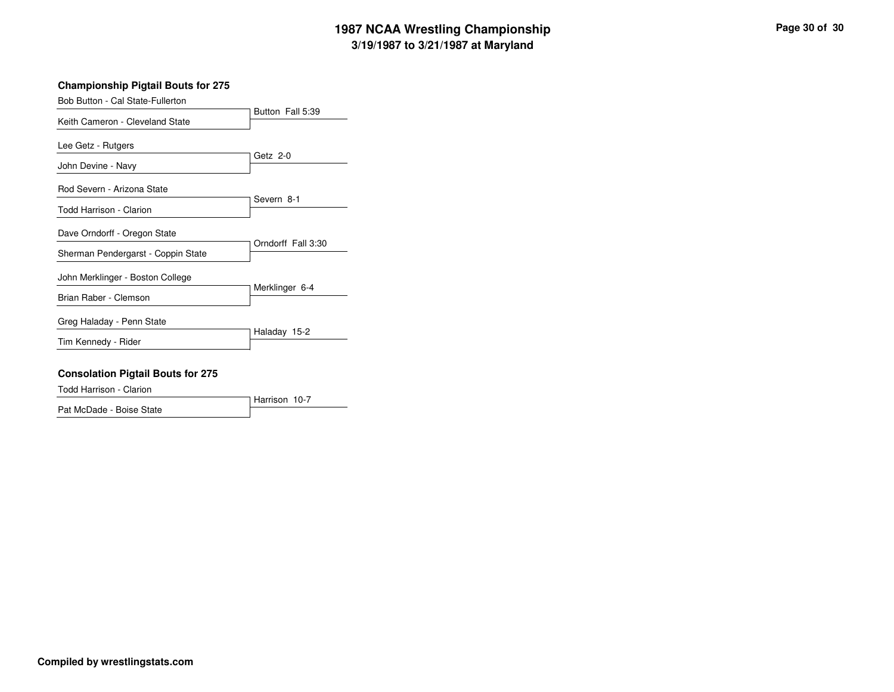# 1987 NCAA Wrestling Championship

## 3/19/1987 to 3/21/1987 at Maryland

### Championship Pigtail Bouts for 275

Bob Button - Cal State-Fullerton
Keith Cameron - Cleveland State
Button Fall 5:39

Lee Getz - Rutgers
John Devine - Navy
Getz 2-0

Rod Severn - Arizona State
Todd Harrison - Clarion
Severn 8-1

Dave Orndorff - Oregon State
Sherman Pendergarst - Coppin State
Orndorff Fall 3:30

John Merklinger - Boston College
Brian Raber - Clemson
Merklinger 6-4

Greg Haladay - Penn State
Tim Kennedy - Rider
Haladay 15-2

### Consolation Pigtail Bouts for 275

Todd Harrison - Clarion
Pat McDade - Boise State
Harrison 10-7

**Compiled by wrestlingstats.com**